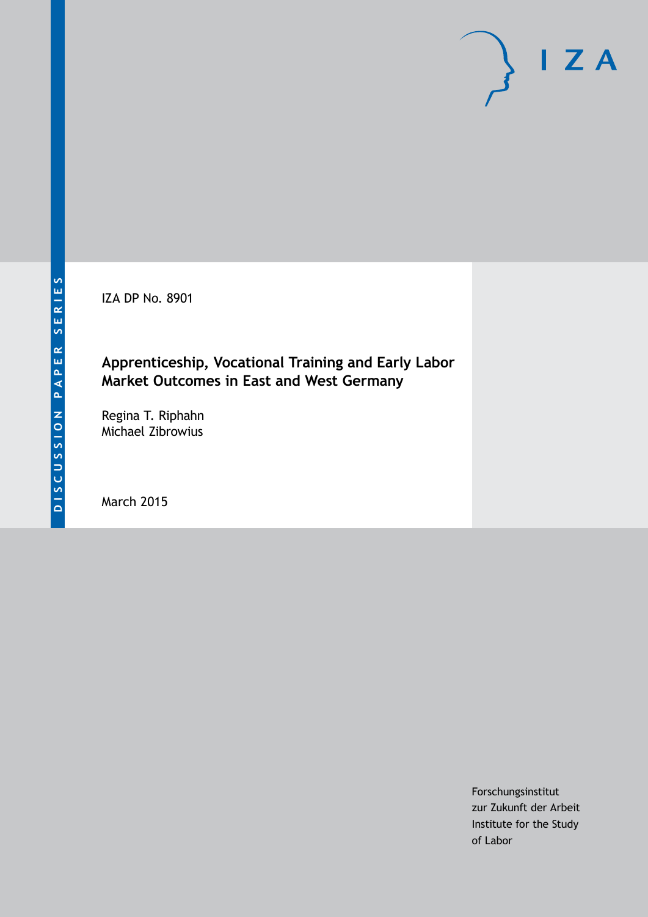DISCUSSION PAPER SERIES

IZA

IZA DP No. 8901

# Apprenticeship, Vocational Training and Early Labor Market Outcomes in East and West Germany

Regina T. Riphahn
Michael Zibrowius

March 2015

Forschungsinstitut
zur Zukunft der Arbeit
Institute for the Study
of Labor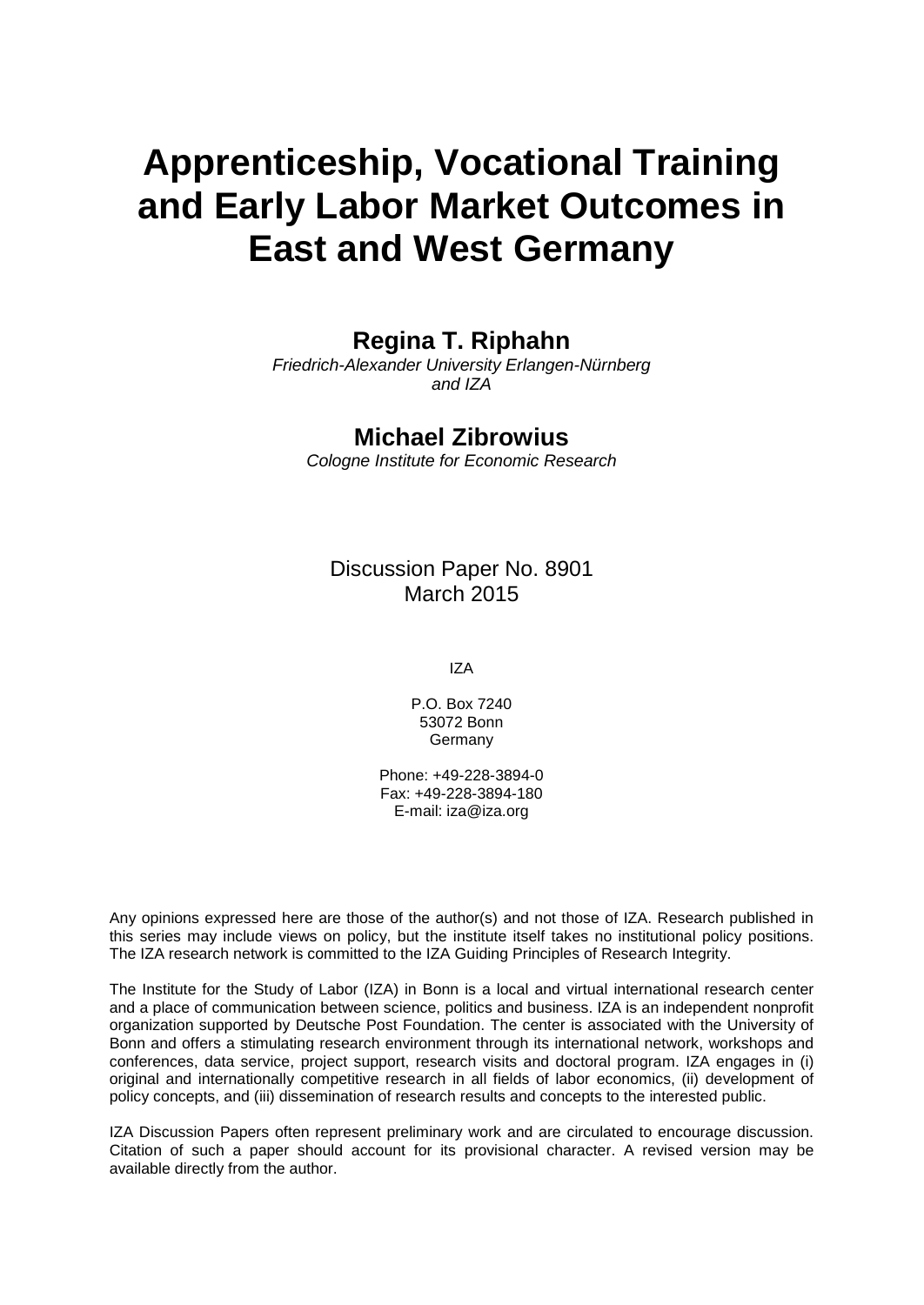# Apprenticeship, Vocational Training and Early Labor Market Outcomes in East and West Germany

**Regina T. Riphahn**

*Friedrich-Alexander University Erlangen-Nürnberg and IZA*

**Michael Zibrowius**

*Cologne Institute for Economic Research*

Discussion Paper No. 8901
March 2015

IZA

P.O. Box 7240
53072 Bonn
Germany

Phone: +49-228-3894-0
Fax: +49-228-3894-180
E-mail: iza@iza.org

Any opinions expressed here are those of the author(s) and not those of IZA. Research published in this series may include views on policy, but the institute itself takes no institutional policy positions. The IZA research network is committed to the IZA Guiding Principles of Research Integrity.

The Institute for the Study of Labor (IZA) in Bonn is a local and virtual international research center and a place of communication between science, politics and business. IZA is an independent nonprofit organization supported by Deutsche Post Foundation. The center is associated with the University of Bonn and offers a stimulating research environment through its international network, workshops and conferences, data service, project support, research visits and doctoral program. IZA engages in (i) original and internationally competitive research in all fields of labor economics, (ii) development of policy concepts, and (iii) dissemination of research results and concepts to the interested public.

IZA Discussion Papers often represent preliminary work and are circulated to encourage discussion. Citation of such a paper should account for its provisional character. A revised version may be available directly from the author.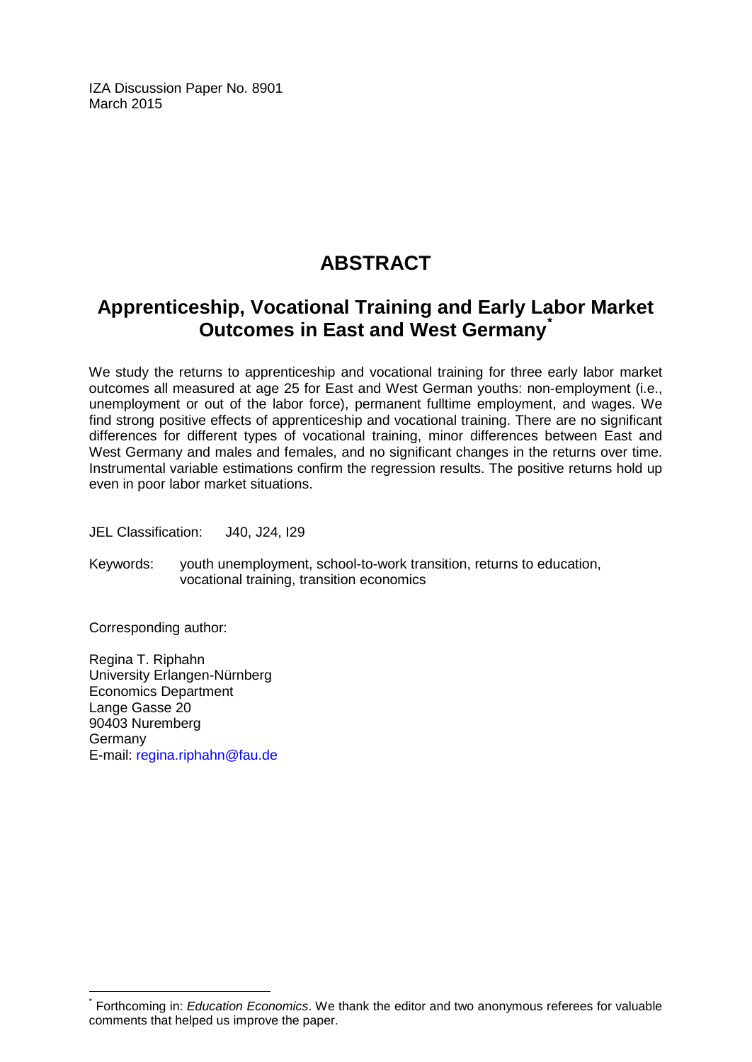IZA Discussion Paper No. 8901
March 2015

# ABSTRACT

## Apprenticeship, Vocational Training and Early Labor Market Outcomes in East and West Germany*

We study the returns to apprenticeship and vocational training for three early labor market outcomes all measured at age 25 for East and West German youths: non-employment (i.e., unemployment or out of the labor force), permanent fulltime employment, and wages. We find strong positive effects of apprenticeship and vocational training. There are no significant differences for different types of vocational training, minor differences between East and West Germany and males and females, and no significant changes in the returns over time. Instrumental variable estimations confirm the regression results. The positive returns hold up even in poor labor market situations.

JEL Classification: J40, J24, I29

Keywords: youth unemployment, school-to-work transition, returns to education, vocational training, transition economics

Corresponding author:

Regina T. Riphahn
University Erlangen-Nürnberg
Economics Department
Lange Gasse 20
90403 Nuremberg
Germany
E-mail: regina.riphahn@fau.de

---

* Forthcoming in: *Education Economics*. We thank the editor and two anonymous referees for valuable comments that helped us improve the paper.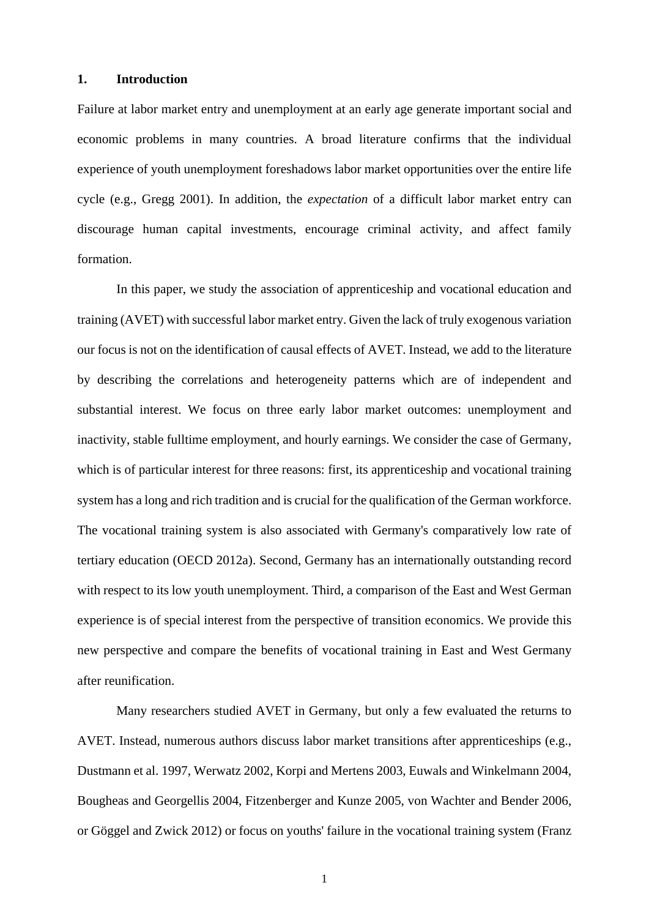# 1. Introduction

Failure at labor market entry and unemployment at an early age generate important social and economic problems in many countries. A broad literature confirms that the individual experience of youth unemployment foreshadows labor market opportunities over the entire life cycle (e.g., Gregg 2001). In addition, the *expectation* of a difficult labor market entry can discourage human capital investments, encourage criminal activity, and affect family formation.

In this paper, we study the association of apprenticeship and vocational education and training (AVET) with successful labor market entry. Given the lack of truly exogenous variation our focus is not on the identification of causal effects of AVET. Instead, we add to the literature by describing the correlations and heterogeneity patterns which are of independent and substantial interest. We focus on three early labor market outcomes: unemployment and inactivity, stable fulltime employment, and hourly earnings. We consider the case of Germany, which is of particular interest for three reasons: first, its apprenticeship and vocational training system has a long and rich tradition and is crucial for the qualification of the German workforce. The vocational training system is also associated with Germany's comparatively low rate of tertiary education (OECD 2012a). Second, Germany has an internationally outstanding record with respect to its low youth unemployment. Third, a comparison of the East and West German experience is of special interest from the perspective of transition economics. We provide this new perspective and compare the benefits of vocational training in East and West Germany after reunification.

Many researchers studied AVET in Germany, but only a few evaluated the returns to AVET. Instead, numerous authors discuss labor market transitions after apprenticeships (e.g., Dustmann et al. 1997, Werwatz 2002, Korpi and Mertens 2003, Euwals and Winkelmann 2004, Bougheas and Georgellis 2004, Fitzenberger and Kunze 2005, von Wachter and Bender 2006, or Göggel and Zwick 2012) or focus on youths' failure in the vocational training system (Franz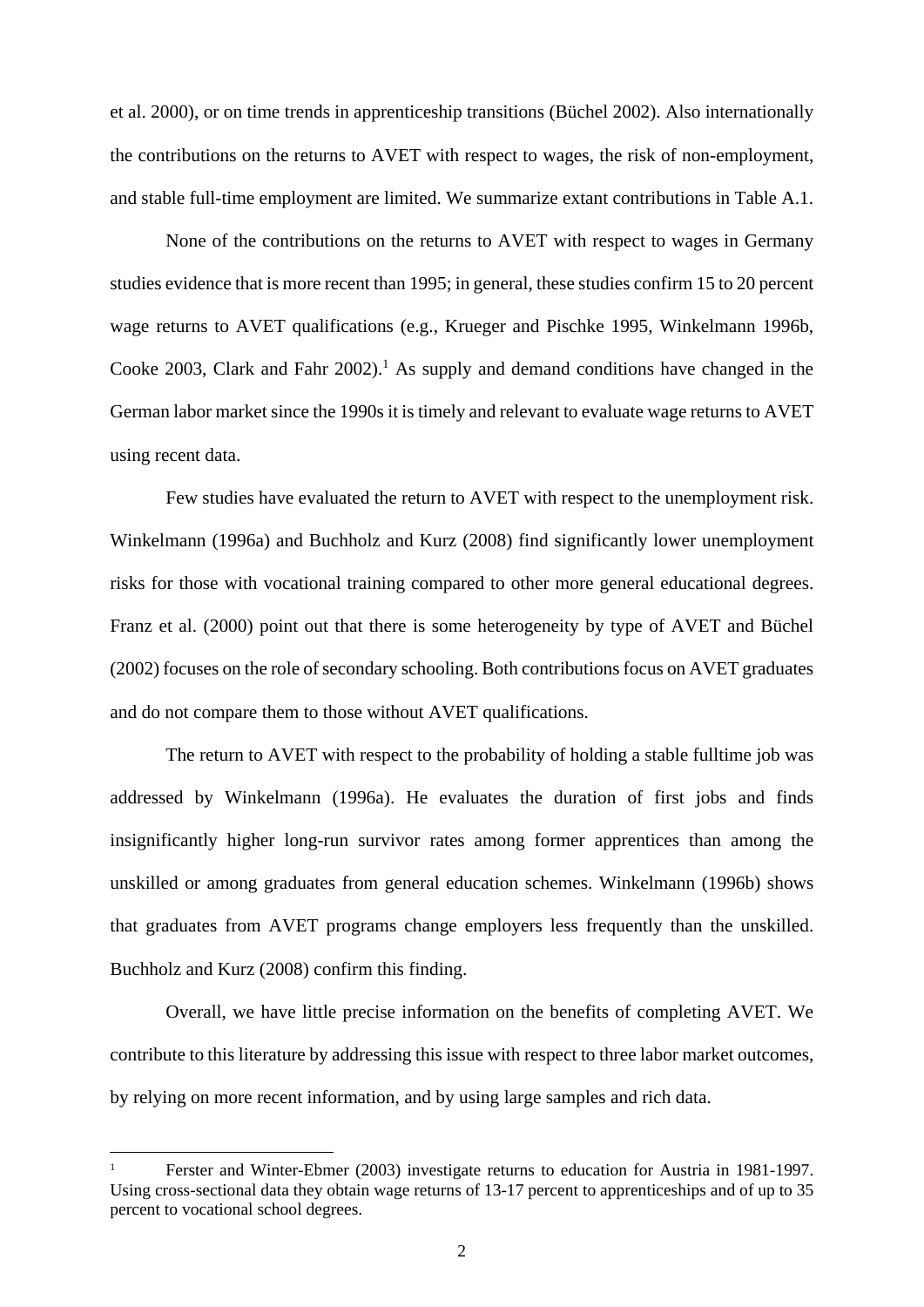et al. 2000), or on time trends in apprenticeship transitions (Büchel 2002). Also internationally the contributions on the returns to AVET with respect to wages, the risk of non-employment, and stable full-time employment are limited. We summarize extant contributions in Table A.1.

None of the contributions on the returns to AVET with respect to wages in Germany studies evidence that is more recent than 1995; in general, these studies confirm 15 to 20 percent wage returns to AVET qualifications (e.g., Krueger and Pischke 1995, Winkelmann 1996b, Cooke 2003, Clark and Fahr 2002).[1] As supply and demand conditions have changed in the German labor market since the 1990s it is timely and relevant to evaluate wage returns to AVET using recent data.

Few studies have evaluated the return to AVET with respect to the unemployment risk. Winkelmann (1996a) and Buchholz and Kurz (2008) find significantly lower unemployment risks for those with vocational training compared to other more general educational degrees. Franz et al. (2000) point out that there is some heterogeneity by type of AVET and Büchel (2002) focuses on the role of secondary schooling. Both contributions focus on AVET graduates and do not compare them to those without AVET qualifications.

The return to AVET with respect to the probability of holding a stable fulltime job was addressed by Winkelmann (1996a). He evaluates the duration of first jobs and finds insignificantly higher long-run survivor rates among former apprentices than among the unskilled or among graduates from general education schemes. Winkelmann (1996b) shows that graduates from AVET programs change employers less frequently than the unskilled. Buchholz and Kurz (2008) confirm this finding.

Overall, we have little precise information on the benefits of completing AVET. We contribute to this literature by addressing this issue with respect to three labor market outcomes, by relying on more recent information, and by using large samples and rich data.

[1] Ferster and Winter-Ebmer (2003) investigate returns to education for Austria in 1981-1997. Using cross-sectional data they obtain wage returns of 13-17 percent to apprenticeships and of up to 35 percent to vocational school degrees.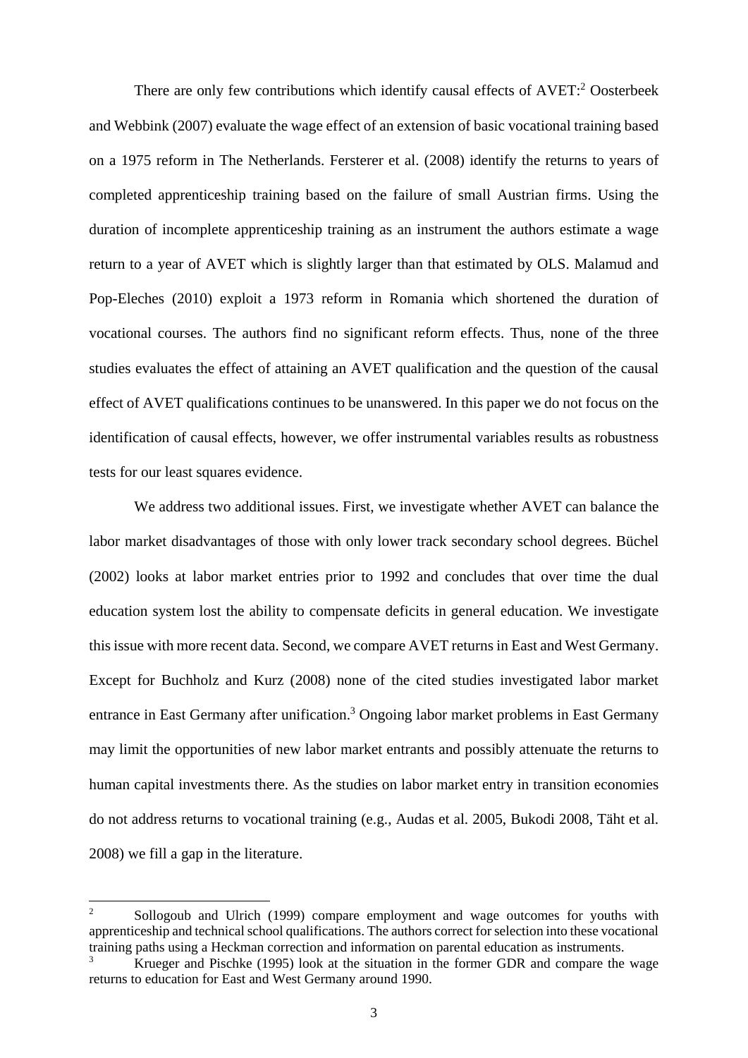There are only few contributions which identify causal effects of AVET:[2] Oosterbeek and Webbink (2007) evaluate the wage effect of an extension of basic vocational training based on a 1975 reform in The Netherlands. Fersterer et al. (2008) identify the returns to years of completed apprenticeship training based on the failure of small Austrian firms. Using the duration of incomplete apprenticeship training as an instrument the authors estimate a wage return to a year of AVET which is slightly larger than that estimated by OLS. Malamud and Pop-Eleches (2010) exploit a 1973 reform in Romania which shortened the duration of vocational courses. The authors find no significant reform effects. Thus, none of the three studies evaluates the effect of attaining an AVET qualification and the question of the causal effect of AVET qualifications continues to be unanswered. In this paper we do not focus on the identification of causal effects, however, we offer instrumental variables results as robustness tests for our least squares evidence.

We address two additional issues. First, we investigate whether AVET can balance the labor market disadvantages of those with only lower track secondary school degrees. Büchel (2002) looks at labor market entries prior to 1992 and concludes that over time the dual education system lost the ability to compensate deficits in general education. We investigate this issue with more recent data. Second, we compare AVET returns in East and West Germany. Except for Buchholz and Kurz (2008) none of the cited studies investigated labor market entrance in East Germany after unification.[3] Ongoing labor market problems in East Germany may limit the opportunities of new labor market entrants and possibly attenuate the returns to human capital investments there. As the studies on labor market entry in transition economies do not address returns to vocational training (e.g., Audas et al. 2005, Bukodi 2008, Täht et al. 2008) we fill a gap in the literature.

---

[2] Sollogoub and Ulrich (1999) compare employment and wage outcomes for youths with apprenticeship and technical school qualifications. The authors correct for selection into these vocational training paths using a Heckman correction and information on parental education as instruments.

[3] Krueger and Pischke (1995) look at the situation in the former GDR and compare the wage returns to education for East and West Germany around 1990.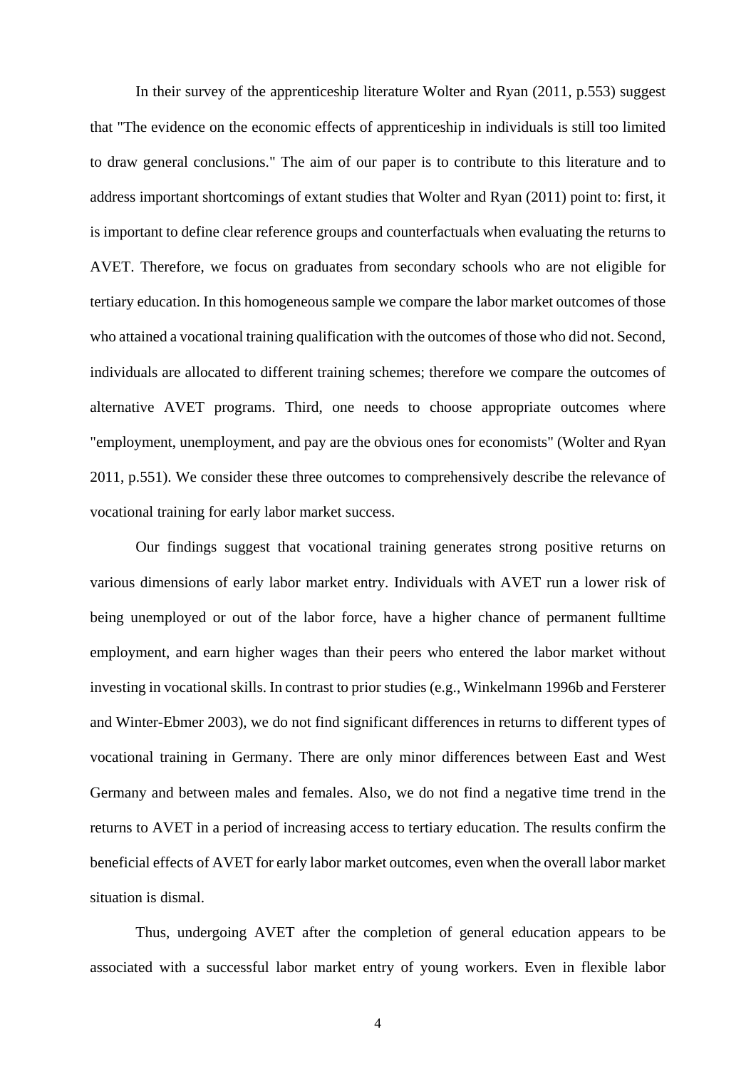In their survey of the apprenticeship literature Wolter and Ryan (2011, p.553) suggest that "The evidence on the economic effects of apprenticeship in individuals is still too limited to draw general conclusions." The aim of our paper is to contribute to this literature and to address important shortcomings of extant studies that Wolter and Ryan (2011) point to: first, it is important to define clear reference groups and counterfactuals when evaluating the returns to AVET. Therefore, we focus on graduates from secondary schools who are not eligible for tertiary education. In this homogeneous sample we compare the labor market outcomes of those who attained a vocational training qualification with the outcomes of those who did not. Second, individuals are allocated to different training schemes; therefore we compare the outcomes of alternative AVET programs. Third, one needs to choose appropriate outcomes where "employment, unemployment, and pay are the obvious ones for economists" (Wolter and Ryan 2011, p.551). We consider these three outcomes to comprehensively describe the relevance of vocational training for early labor market success.

Our findings suggest that vocational training generates strong positive returns on various dimensions of early labor market entry. Individuals with AVET run a lower risk of being unemployed or out of the labor force, have a higher chance of permanent fulltime employment, and earn higher wages than their peers who entered the labor market without investing in vocational skills. In contrast to prior studies (e.g., Winkelmann 1996b and Fersterer and Winter-Ebmer 2003), we do not find significant differences in returns to different types of vocational training in Germany. There are only minor differences between East and West Germany and between males and females. Also, we do not find a negative time trend in the returns to AVET in a period of increasing access to tertiary education. The results confirm the beneficial effects of AVET for early labor market outcomes, even when the overall labor market situation is dismal.

Thus, undergoing AVET after the completion of general education appears to be associated with a successful labor market entry of young workers. Even in flexible labor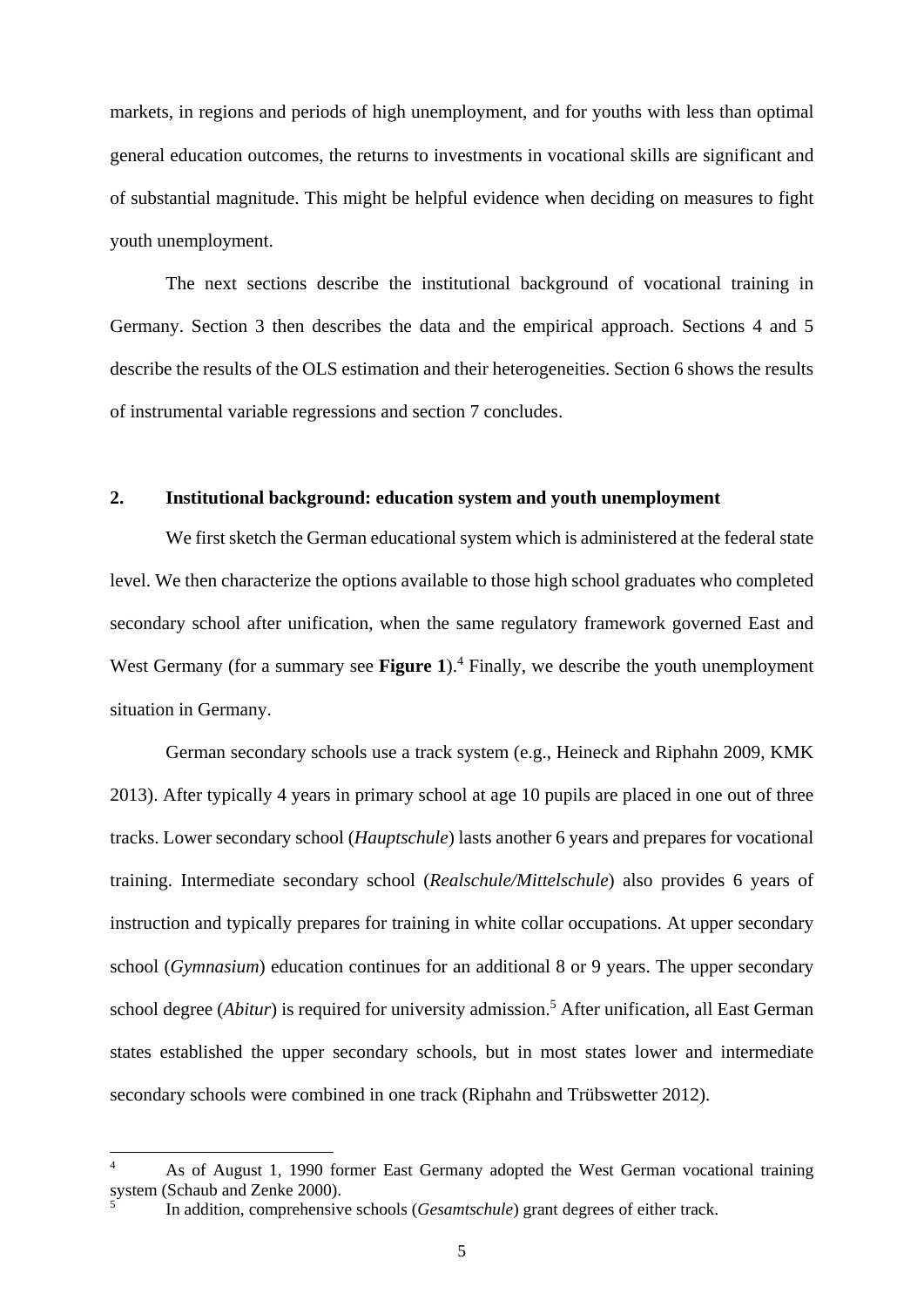markets, in regions and periods of high unemployment, and for youths with less than optimal general education outcomes, the returns to investments in vocational skills are significant and of substantial magnitude. This might be helpful evidence when deciding on measures to fight youth unemployment.

The next sections describe the institutional background of vocational training in Germany. Section 3 then describes the data and the empirical approach. Sections 4 and 5 describe the results of the OLS estimation and their heterogeneities. Section 6 shows the results of instrumental variable regressions and section 7 concludes.

## 2. Institutional background: education system and youth unemployment

We first sketch the German educational system which is administered at the federal state level. We then characterize the options available to those high school graduates who completed secondary school after unification, when the same regulatory framework governed East and West Germany (for a summary see **Figure 1**).[4] Finally, we describe the youth unemployment situation in Germany.

German secondary schools use a track system (e.g., Heineck and Riphahn 2009, KMK 2013). After typically 4 years in primary school at age 10 pupils are placed in one out of three tracks. Lower secondary school (*Hauptschule*) lasts another 6 years and prepares for vocational training. Intermediate secondary school (*Realschule/Mittelschule*) also provides 6 years of instruction and typically prepares for training in white collar occupations. At upper secondary school (*Gymnasium*) education continues for an additional 8 or 9 years. The upper secondary school degree (*Abitur*) is required for university admission.[5] After unification, all East German states established the upper secondary schools, but in most states lower and intermediate secondary schools were combined in one track (Riphahn and Trübswetter 2012).

[4] As of August 1, 1990 former East Germany adopted the West German vocational training system (Schaub and Zenke 2000).

[5] In addition, comprehensive schools (*Gesamtschule*) grant degrees of either track.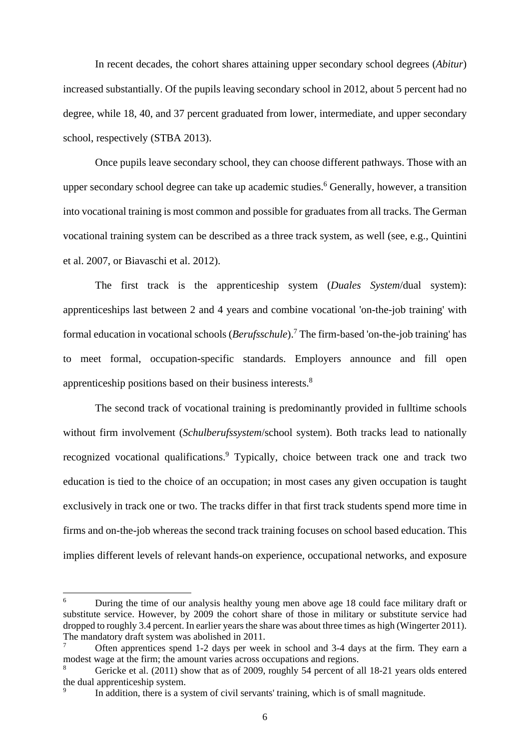In recent decades, the cohort shares attaining upper secondary school degrees (*Abitur*) increased substantially. Of the pupils leaving secondary school in 2012, about 5 percent had no degree, while 18, 40, and 37 percent graduated from lower, intermediate, and upper secondary school, respectively (STBA 2013).

Once pupils leave secondary school, they can choose different pathways. Those with an upper secondary school degree can take up academic studies.[6] Generally, however, a transition into vocational training is most common and possible for graduates from all tracks. The German vocational training system can be described as a three track system, as well (see, e.g., Quintini et al. 2007, or Biavaschi et al. 2012).

The first track is the apprenticeship system (*Duales System*/dual system): apprenticeships last between 2 and 4 years and combine vocational 'on-the-job training' with formal education in vocational schools (*Berufsschule*).[7] The firm-based 'on-the-job training' has to meet formal, occupation-specific standards. Employers announce and fill open apprenticeship positions based on their business interests.[8]

The second track of vocational training is predominantly provided in fulltime schools without firm involvement (*Schulberufssystem*/school system). Both tracks lead to nationally recognized vocational qualifications.[9] Typically, choice between track one and track two education is tied to the choice of an occupation; in most cases any given occupation is taught exclusively in track one or two. The tracks differ in that first track students spend more time in firms and on-the-job whereas the second track training focuses on school based education. This implies different levels of relevant hands-on experience, occupational networks, and exposure

---

[6] During the time of our analysis healthy young men above age 18 could face military draft or substitute service. However, by 2009 the cohort share of those in military or substitute service had dropped to roughly 3.4 percent. In earlier years the share was about three times as high (Wingerter 2011). The mandatory draft system was abolished in 2011.

[7] Often apprentices spend 1-2 days per week in school and 3-4 days at the firm. They earn a modest wage at the firm; the amount varies across occupations and regions.

[8] Gericke et al. (2011) show that as of 2009, roughly 54 percent of all 18-21 years olds entered the dual apprenticeship system.

[9] In addition, there is a system of civil servants' training, which is of small magnitude.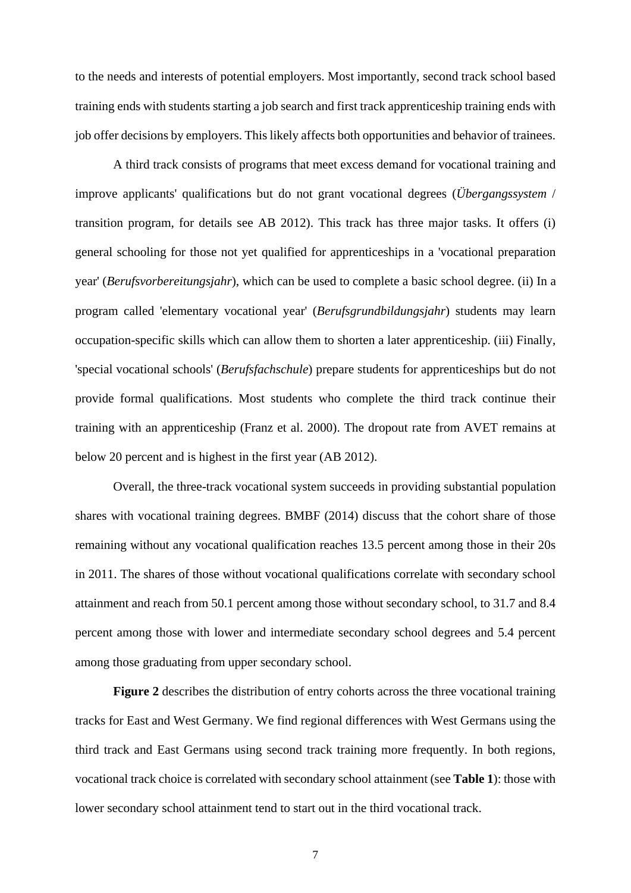to the needs and interests of potential employers. Most importantly, second track school based training ends with students starting a job search and first track apprenticeship training ends with job offer decisions by employers. This likely affects both opportunities and behavior of trainees.

A third track consists of programs that meet excess demand for vocational training and improve applicants' qualifications but do not grant vocational degrees (*Übergangssystem* / transition program, for details see AB 2012). This track has three major tasks. It offers (i) general schooling for those not yet qualified for apprenticeships in a 'vocational preparation year' (*Berufsvorbereitungsjahr*), which can be used to complete a basic school degree. (ii) In a program called 'elementary vocational year' (*Berufsgrundbildungsjahr*) students may learn occupation-specific skills which can allow them to shorten a later apprenticeship. (iii) Finally, 'special vocational schools' (*Berufsfachschule*) prepare students for apprenticeships but do not provide formal qualifications. Most students who complete the third track continue their training with an apprenticeship (Franz et al. 2000). The dropout rate from AVET remains at below 20 percent and is highest in the first year (AB 2012).

Overall, the three-track vocational system succeeds in providing substantial population shares with vocational training degrees. BMBF (2014) discuss that the cohort share of those remaining without any vocational qualification reaches 13.5 percent among those in their 20s in 2011. The shares of those without vocational qualifications correlate with secondary school attainment and reach from 50.1 percent among those without secondary school, to 31.7 and 8.4 percent among those with lower and intermediate secondary school degrees and 5.4 percent among those graduating from upper secondary school.

**Figure 2** describes the distribution of entry cohorts across the three vocational training tracks for East and West Germany. We find regional differences with West Germans using the third track and East Germans using second track training more frequently. In both regions, vocational track choice is correlated with secondary school attainment (see **Table 1**): those with lower secondary school attainment tend to start out in the third vocational track.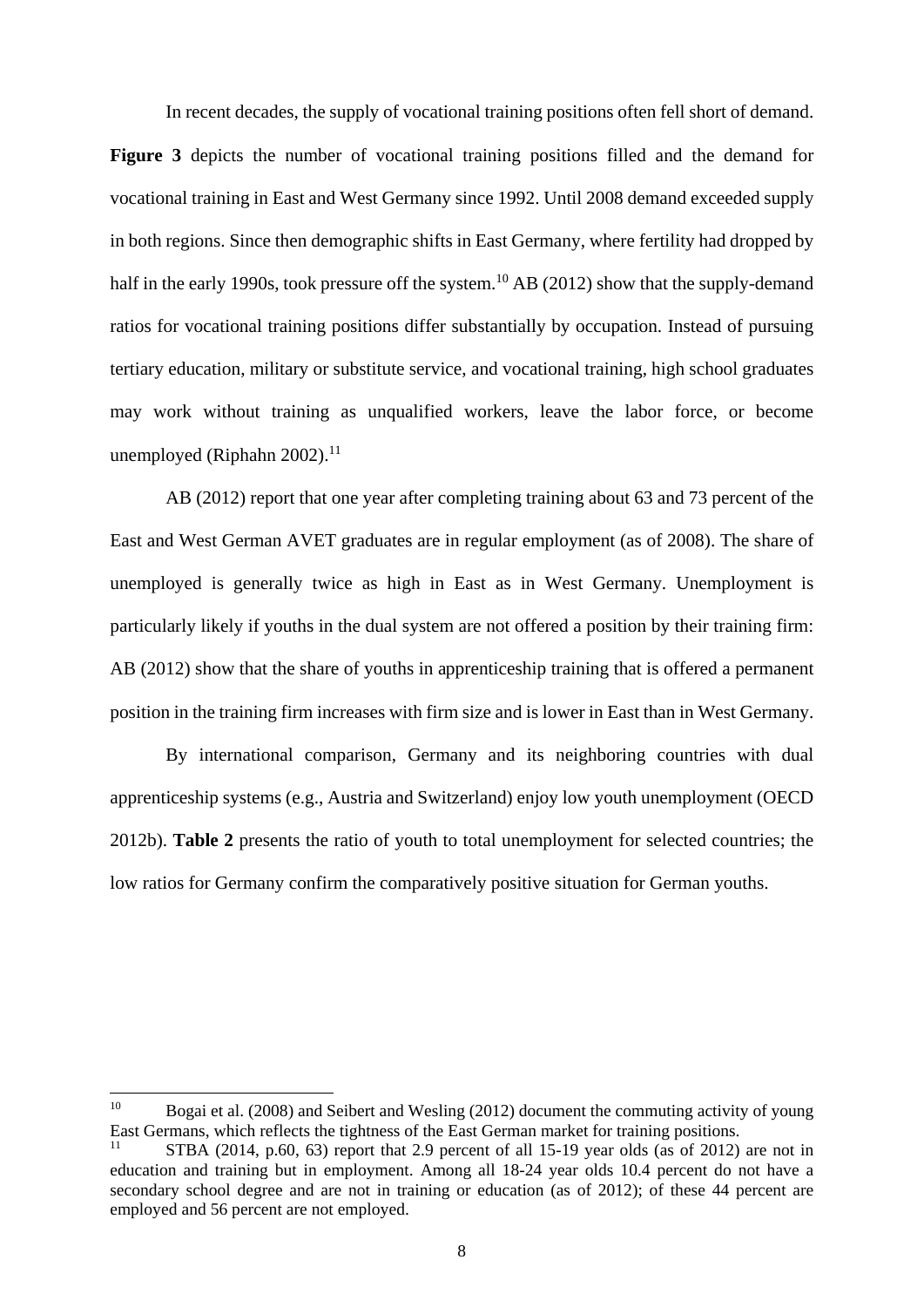In recent decades, the supply of vocational training positions often fell short of demand. **Figure 3** depicts the number of vocational training positions filled and the demand for vocational training in East and West Germany since 1992. Until 2008 demand exceeded supply in both regions. Since then demographic shifts in East Germany, where fertility had dropped by half in the early 1990s, took pressure off the system.[10] AB (2012) show that the supply-demand ratios for vocational training positions differ substantially by occupation. Instead of pursuing tertiary education, military or substitute service, and vocational training, high school graduates may work without training as unqualified workers, leave the labor force, or become unemployed (Riphahn 2002).[11]

AB (2012) report that one year after completing training about 63 and 73 percent of the East and West German AVET graduates are in regular employment (as of 2008). The share of unemployed is generally twice as high in East as in West Germany. Unemployment is particularly likely if youths in the dual system are not offered a position by their training firm: AB (2012) show that the share of youths in apprenticeship training that is offered a permanent position in the training firm increases with firm size and is lower in East than in West Germany.

By international comparison, Germany and its neighboring countries with dual apprenticeship systems (e.g., Austria and Switzerland) enjoy low youth unemployment (OECD 2012b). **Table 2** presents the ratio of youth to total unemployment for selected countries; the low ratios for Germany confirm the comparatively positive situation for German youths.

---

[10] Bogai et al. (2008) and Seibert and Wesling (2012) document the commuting activity of young East Germans, which reflects the tightness of the East German market for training positions.

[11] STBA (2014, p.60, 63) report that 2.9 percent of all 15-19 year olds (as of 2012) are not in education and training but in employment. Among all 18-24 year olds 10.4 percent do not have a secondary school degree and are not in training or education (as of 2012); of these 44 percent are employed and 56 percent are not employed.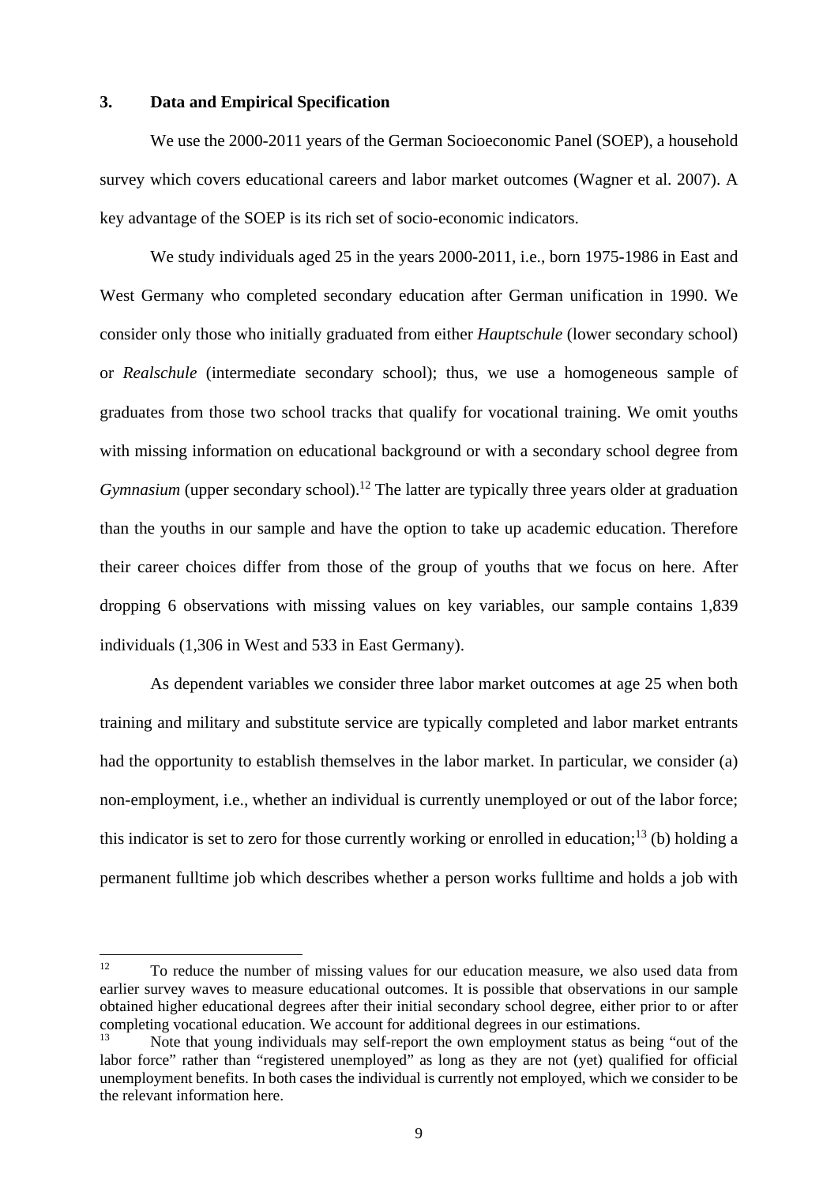## 3. Data and Empirical Specification

We use the 2000-2011 years of the German Socioeconomic Panel (SOEP), a household survey which covers educational careers and labor market outcomes (Wagner et al. 2007). A key advantage of the SOEP is its rich set of socio-economic indicators.

We study individuals aged 25 in the years 2000-2011, i.e., born 1975-1986 in East and West Germany who completed secondary education after German unification in 1990. We consider only those who initially graduated from either *Hauptschule* (lower secondary school) or *Realschule* (intermediate secondary school); thus, we use a homogeneous sample of graduates from those two school tracks that qualify for vocational training. We omit youths with missing information on educational background or with a secondary school degree from *Gymnasium* (upper secondary school).[12] The latter are typically three years older at graduation than the youths in our sample and have the option to take up academic education. Therefore their career choices differ from those of the group of youths that we focus on here. After dropping 6 observations with missing values on key variables, our sample contains 1,839 individuals (1,306 in West and 533 in East Germany).

As dependent variables we consider three labor market outcomes at age 25 when both training and military and substitute service are typically completed and labor market entrants had the opportunity to establish themselves in the labor market. In particular, we consider (a) non-employment, i.e., whether an individual is currently unemployed or out of the labor force; this indicator is set to zero for those currently working or enrolled in education;[13] (b) holding a permanent fulltime job which describes whether a person works fulltime and holds a job with

---

[12] To reduce the number of missing values for our education measure, we also used data from earlier survey waves to measure educational outcomes. It is possible that observations in our sample obtained higher educational degrees after their initial secondary school degree, either prior to or after completing vocational education. We account for additional degrees in our estimations.

[13] Note that young individuals may self-report the own employment status as being "out of the labor force" rather than "registered unemployed" as long as they are not (yet) qualified for official unemployment benefits. In both cases the individual is currently not employed, which we consider to be the relevant information here.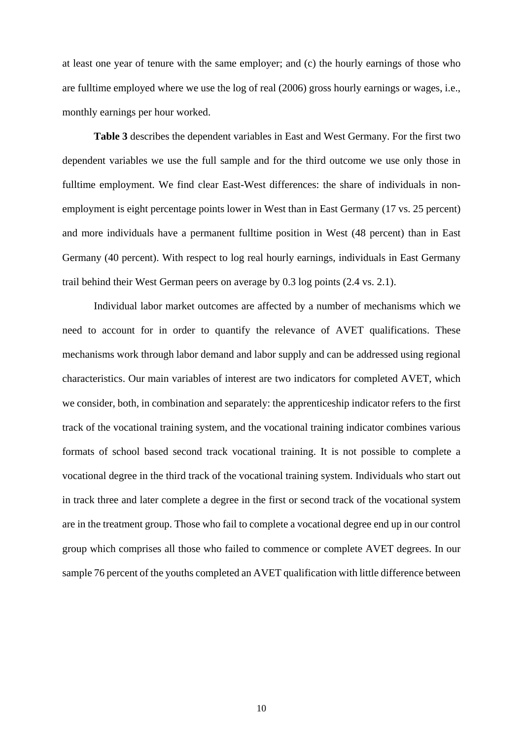at least one year of tenure with the same employer; and (c) the hourly earnings of those who are fulltime employed where we use the log of real (2006) gross hourly earnings or wages, i.e., monthly earnings per hour worked.

**Table 3** describes the dependent variables in East and West Germany. For the first two dependent variables we use the full sample and for the third outcome we use only those in fulltime employment. We find clear East-West differences: the share of individuals in non-employment is eight percentage points lower in West than in East Germany (17 vs. 25 percent) and more individuals have a permanent fulltime position in West (48 percent) than in East Germany (40 percent). With respect to log real hourly earnings, individuals in East Germany trail behind their West German peers on average by 0.3 log points (2.4 vs. 2.1).

Individual labor market outcomes are affected by a number of mechanisms which we need to account for in order to quantify the relevance of AVET qualifications. These mechanisms work through labor demand and labor supply and can be addressed using regional characteristics. Our main variables of interest are two indicators for completed AVET, which we consider, both, in combination and separately: the apprenticeship indicator refers to the first track of the vocational training system, and the vocational training indicator combines various formats of school based second track vocational training. It is not possible to complete a vocational degree in the third track of the vocational training system. Individuals who start out in track three and later complete a degree in the first or second track of the vocational system are in the treatment group. Those who fail to complete a vocational degree end up in our control group which comprises all those who failed to commence or complete AVET degrees. In our sample 76 percent of the youths completed an AVET qualification with little difference between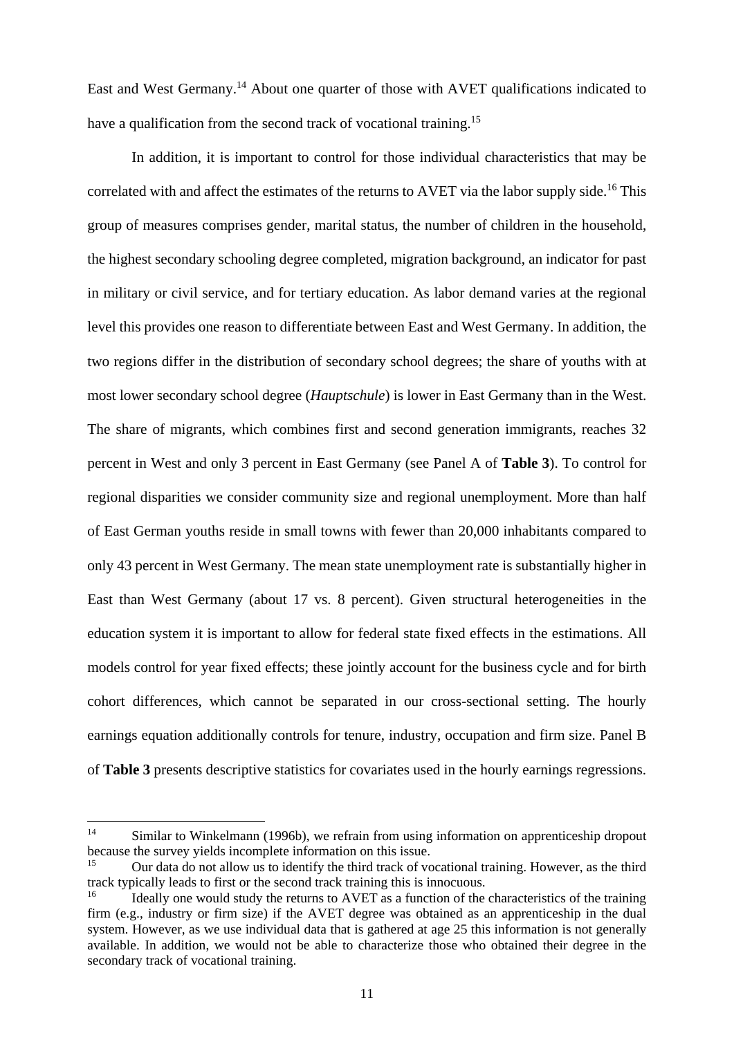East and West Germany.[14] About one quarter of those with AVET qualifications indicated to have a qualification from the second track of vocational training.[15]

In addition, it is important to control for those individual characteristics that may be correlated with and affect the estimates of the returns to AVET via the labor supply side.[16] This group of measures comprises gender, marital status, the number of children in the household, the highest secondary schooling degree completed, migration background, an indicator for past in military or civil service, and for tertiary education. As labor demand varies at the regional level this provides one reason to differentiate between East and West Germany. In addition, the two regions differ in the distribution of secondary school degrees; the share of youths with at most lower secondary school degree (*Hauptschule*) is lower in East Germany than in the West. The share of migrants, which combines first and second generation immigrants, reaches 32 percent in West and only 3 percent in East Germany (see Panel A of **Table 3**). To control for regional disparities we consider community size and regional unemployment. More than half of East German youths reside in small towns with fewer than 20,000 inhabitants compared to only 43 percent in West Germany. The mean state unemployment rate is substantially higher in East than West Germany (about 17 vs. 8 percent). Given structural heterogeneities in the education system it is important to allow for federal state fixed effects in the estimations. All models control for year fixed effects; these jointly account for the business cycle and for birth cohort differences, which cannot be separated in our cross-sectional setting. The hourly earnings equation additionally controls for tenure, industry, occupation and firm size. Panel B of **Table 3** presents descriptive statistics for covariates used in the hourly earnings regressions.

---

[14] Similar to Winkelmann (1996b), we refrain from using information on apprenticeship dropout because the survey yields incomplete information on this issue.

[15] Our data do not allow us to identify the third track of vocational training. However, as the third track typically leads to first or the second track training this is innocuous.

[16] Ideally one would study the returns to AVET as a function of the characteristics of the training firm (e.g., industry or firm size) if the AVET degree was obtained as an apprenticeship in the dual system. However, as we use individual data that is gathered at age 25 this information is not generally available. In addition, we would not be able to characterize those who obtained their degree in the secondary track of vocational training.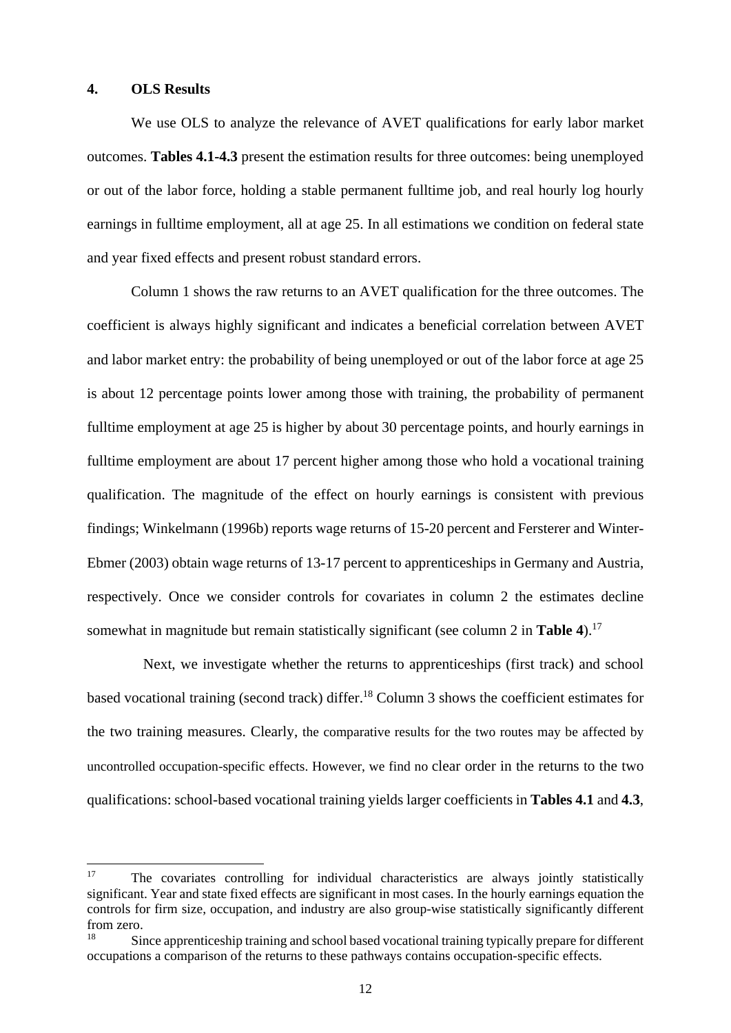## 4. OLS Results

We use OLS to analyze the relevance of AVET qualifications for early labor market outcomes. **Tables 4.1-4.3** present the estimation results for three outcomes: being unemployed or out of the labor force, holding a stable permanent fulltime job, and real hourly log hourly earnings in fulltime employment, all at age 25. In all estimations we condition on federal state and year fixed effects and present robust standard errors.

Column 1 shows the raw returns to an AVET qualification for the three outcomes. The coefficient is always highly significant and indicates a beneficial correlation between AVET and labor market entry: the probability of being unemployed or out of the labor force at age 25 is about 12 percentage points lower among those with training, the probability of permanent fulltime employment at age 25 is higher by about 30 percentage points, and hourly earnings in fulltime employment are about 17 percent higher among those who hold a vocational training qualification. The magnitude of the effect on hourly earnings is consistent with previous findings; Winkelmann (1996b) reports wage returns of 15-20 percent and Fersterer and Winter-Ebmer (2003) obtain wage returns of 13-17 percent to apprenticeships in Germany and Austria, respectively. Once we consider controls for covariates in column 2 the estimates decline somewhat in magnitude but remain statistically significant (see column 2 in **Table 4**).[17]

Next, we investigate whether the returns to apprenticeships (first track) and school based vocational training (second track) differ.[18] Column 3 shows the coefficient estimates for the two training measures. Clearly, the comparative results for the two routes may be affected by uncontrolled occupation-specific effects. However, we find no clear order in the returns to the two qualifications: school-based vocational training yields larger coefficients in **Tables 4.1** and **4.3**,

---

[17] The covariates controlling for individual characteristics are always jointly statistically significant. Year and state fixed effects are significant in most cases. In the hourly earnings equation the controls for firm size, occupation, and industry are also group-wise statistically significantly different from zero.

[18] Since apprenticeship training and school based vocational training typically prepare for different occupations a comparison of the returns to these pathways contains occupation-specific effects.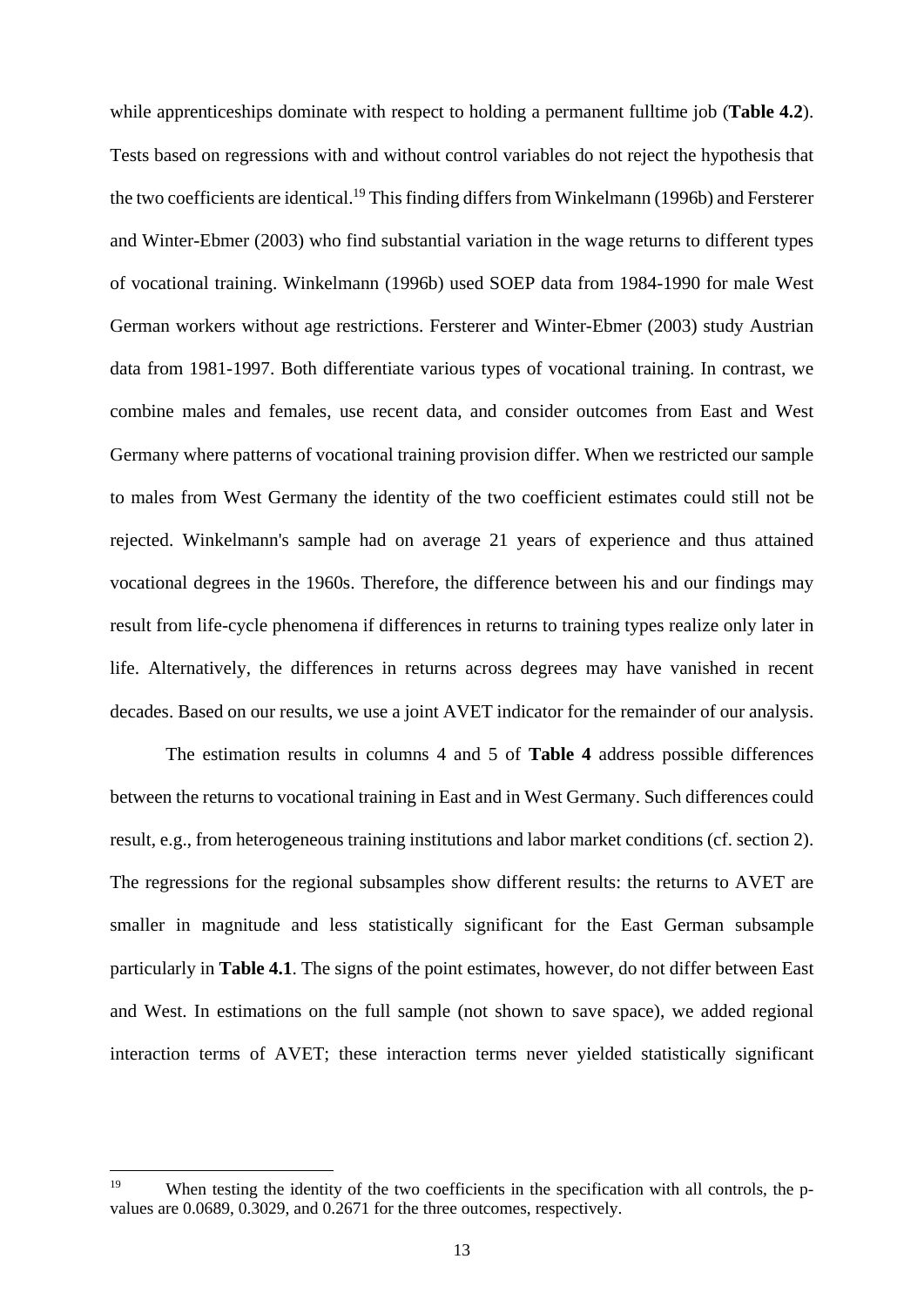while apprenticeships dominate with respect to holding a permanent fulltime job (**Table 4.2**). Tests based on regressions with and without control variables do not reject the hypothesis that the two coefficients are identical.[19] This finding differs from Winkelmann (1996b) and Fersterer and Winter-Ebmer (2003) who find substantial variation in the wage returns to different types of vocational training. Winkelmann (1996b) used SOEP data from 1984-1990 for male West German workers without age restrictions. Fersterer and Winter-Ebmer (2003) study Austrian data from 1981-1997. Both differentiate various types of vocational training. In contrast, we combine males and females, use recent data, and consider outcomes from East and West Germany where patterns of vocational training provision differ. When we restricted our sample to males from West Germany the identity of the two coefficient estimates could still not be rejected. Winkelmann's sample had on average 21 years of experience and thus attained vocational degrees in the 1960s. Therefore, the difference between his and our findings may result from life-cycle phenomena if differences in returns to training types realize only later in life. Alternatively, the differences in returns across degrees may have vanished in recent decades. Based on our results, we use a joint AVET indicator for the remainder of our analysis.

The estimation results in columns 4 and 5 of **Table 4** address possible differences between the returns to vocational training in East and in West Germany. Such differences could result, e.g., from heterogeneous training institutions and labor market conditions (cf. section 2). The regressions for the regional subsamples show different results: the returns to AVET are smaller in magnitude and less statistically significant for the East German subsample particularly in **Table 4.1**. The signs of the point estimates, however, do not differ between East and West. In estimations on the full sample (not shown to save space), we added regional interaction terms of AVET; these interaction terms never yielded statistically significant

[19] When testing the identity of the two coefficients in the specification with all controls, the p-values are 0.0689, 0.3029, and 0.2671 for the three outcomes, respectively.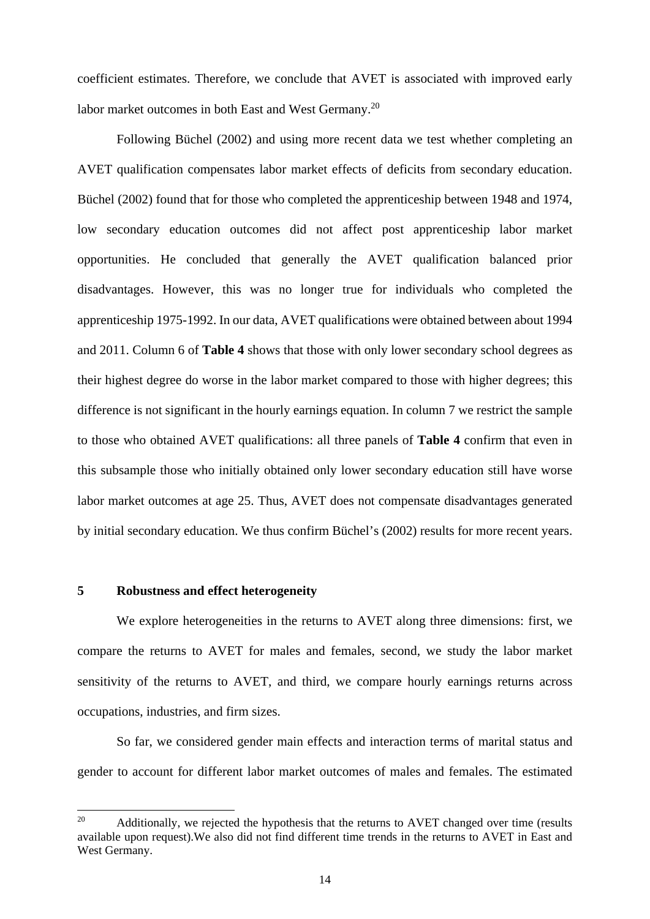coefficient estimates. Therefore, we conclude that AVET is associated with improved early labor market outcomes in both East and West Germany.[20]

Following Büchel (2002) and using more recent data we test whether completing an AVET qualification compensates labor market effects of deficits from secondary education. Büchel (2002) found that for those who completed the apprenticeship between 1948 and 1974, low secondary education outcomes did not affect post apprenticeship labor market opportunities. He concluded that generally the AVET qualification balanced prior disadvantages. However, this was no longer true for individuals who completed the apprenticeship 1975-1992. In our data, AVET qualifications were obtained between about 1994 and 2011. Column 6 of **Table 4** shows that those with only lower secondary school degrees as their highest degree do worse in the labor market compared to those with higher degrees; this difference is not significant in the hourly earnings equation. In column 7 we restrict the sample to those who obtained AVET qualifications: all three panels of **Table 4** confirm that even in this subsample those who initially obtained only lower secondary education still have worse labor market outcomes at age 25. Thus, AVET does not compensate disadvantages generated by initial secondary education. We thus confirm Büchel's (2002) results for more recent years.

## 5 Robustness and effect heterogeneity

We explore heterogeneities in the returns to AVET along three dimensions: first, we compare the returns to AVET for males and females, second, we study the labor market sensitivity of the returns to AVET, and third, we compare hourly earnings returns across occupations, industries, and firm sizes.

So far, we considered gender main effects and interaction terms of marital status and gender to account for different labor market outcomes of males and females. The estimated

[20] Additionally, we rejected the hypothesis that the returns to AVET changed over time (results available upon request).We also did not find different time trends in the returns to AVET in East and West Germany.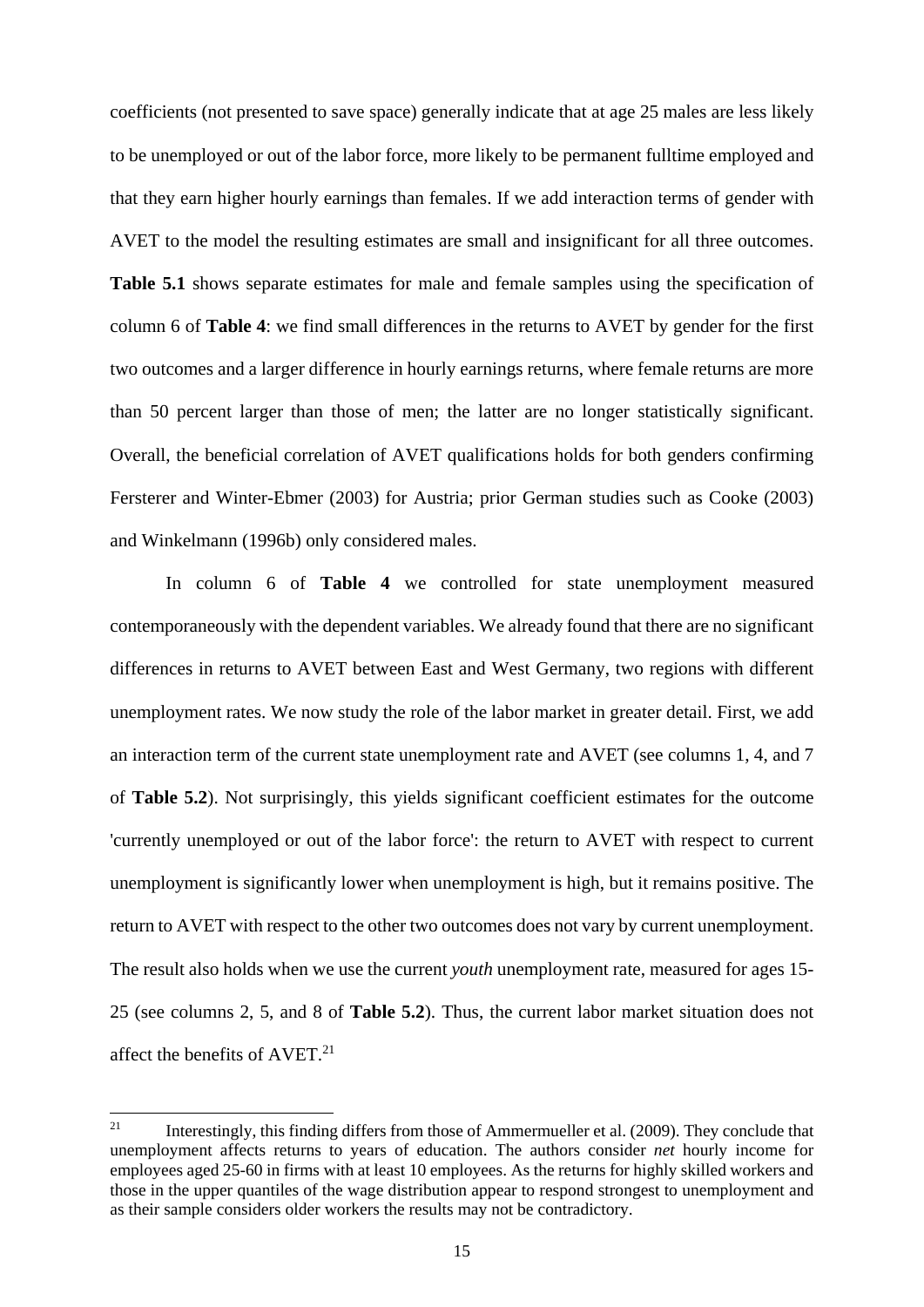coefficients (not presented to save space) generally indicate that at age 25 males are less likely to be unemployed or out of the labor force, more likely to be permanent fulltime employed and that they earn higher hourly earnings than females. If we add interaction terms of gender with AVET to the model the resulting estimates are small and insignificant for all three outcomes. **Table 5.1** shows separate estimates for male and female samples using the specification of column 6 of **Table 4**: we find small differences in the returns to AVET by gender for the first two outcomes and a larger difference in hourly earnings returns, where female returns are more than 50 percent larger than those of men; the latter are no longer statistically significant. Overall, the beneficial correlation of AVET qualifications holds for both genders confirming Fersterer and Winter-Ebmer (2003) for Austria; prior German studies such as Cooke (2003) and Winkelmann (1996b) only considered males.

In column 6 of **Table 4** we controlled for state unemployment measured contemporaneously with the dependent variables. We already found that there are no significant differences in returns to AVET between East and West Germany, two regions with different unemployment rates. We now study the role of the labor market in greater detail. First, we add an interaction term of the current state unemployment rate and AVET (see columns 1, 4, and 7 of **Table 5.2**). Not surprisingly, this yields significant coefficient estimates for the outcome 'currently unemployed or out of the labor force': the return to AVET with respect to current unemployment is significantly lower when unemployment is high, but it remains positive. The return to AVET with respect to the other two outcomes does not vary by current unemployment. The result also holds when we use the current *youth* unemployment rate, measured for ages 15-25 (see columns 2, 5, and 8 of **Table 5.2**). Thus, the current labor market situation does not affect the benefits of AVET.[21]

[21] Interestingly, this finding differs from those of Ammermueller et al. (2009). They conclude that unemployment affects returns to years of education. The authors consider *net* hourly income for employees aged 25-60 in firms with at least 10 employees. As the returns for highly skilled workers and those in the upper quantiles of the wage distribution appear to respond strongest to unemployment and as their sample considers older workers the results may not be contradictory.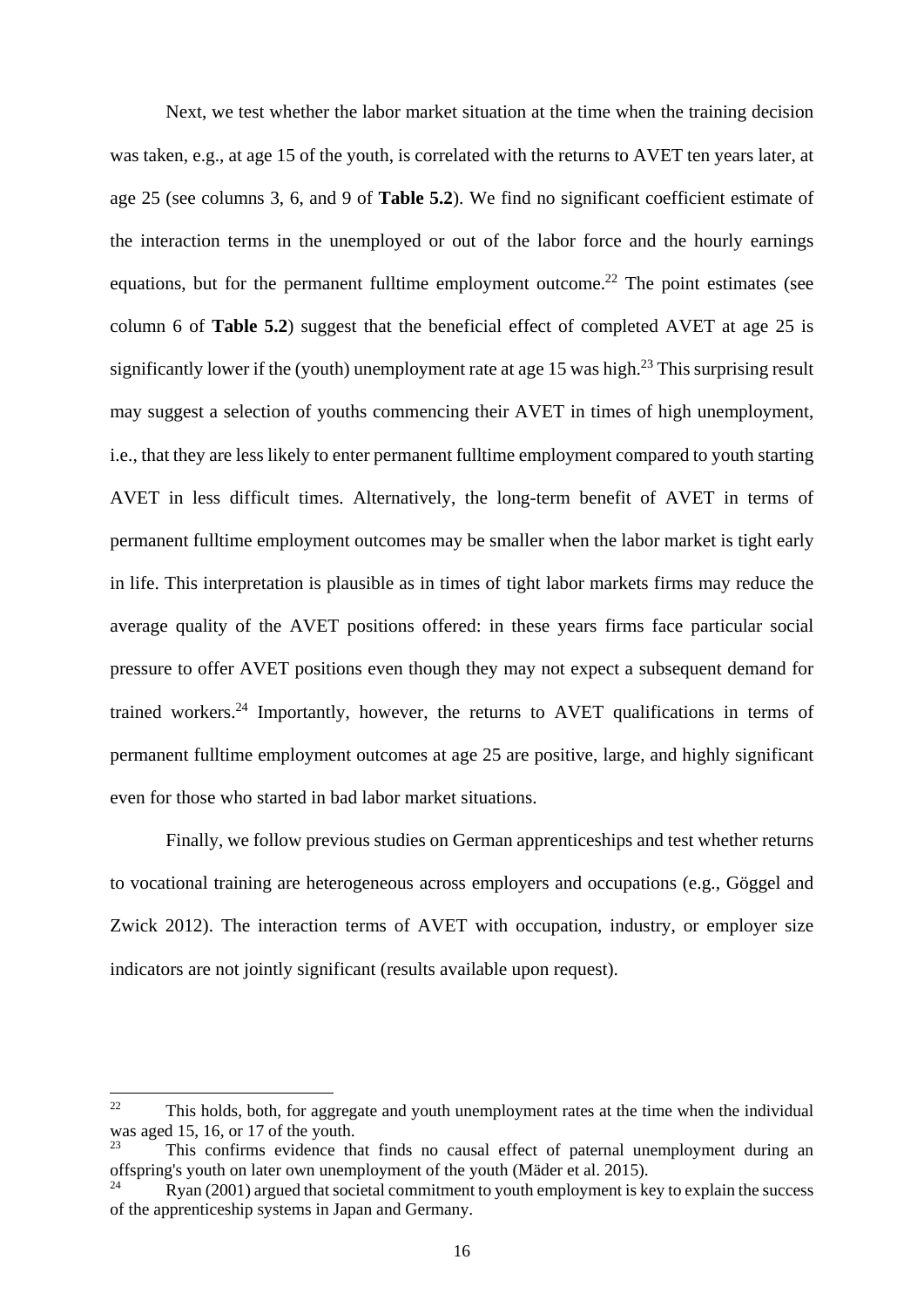Next, we test whether the labor market situation at the time when the training decision was taken, e.g., at age 15 of the youth, is correlated with the returns to AVET ten years later, at age 25 (see columns 3, 6, and 9 of **Table 5.2**). We find no significant coefficient estimate of the interaction terms in the unemployed or out of the labor force and the hourly earnings equations, but for the permanent fulltime employment outcome.[22] The point estimates (see column 6 of **Table 5.2**) suggest that the beneficial effect of completed AVET at age 25 is significantly lower if the (youth) unemployment rate at age 15 was high.[23] This surprising result may suggest a selection of youths commencing their AVET in times of high unemployment, i.e., that they are less likely to enter permanent fulltime employment compared to youth starting AVET in less difficult times. Alternatively, the long-term benefit of AVET in terms of permanent fulltime employment outcomes may be smaller when the labor market is tight early in life. This interpretation is plausible as in times of tight labor markets firms may reduce the average quality of the AVET positions offered: in these years firms face particular social pressure to offer AVET positions even though they may not expect a subsequent demand for trained workers.[24] Importantly, however, the returns to AVET qualifications in terms of permanent fulltime employment outcomes at age 25 are positive, large, and highly significant even for those who started in bad labor market situations.

Finally, we follow previous studies on German apprenticeships and test whether returns to vocational training are heterogeneous across employers and occupations (e.g., Göggel and Zwick 2012). The interaction terms of AVET with occupation, industry, or employer size indicators are not jointly significant (results available upon request).

---

[22] This holds, both, for aggregate and youth unemployment rates at the time when the individual was aged 15, 16, or 17 of the youth.

[23] This confirms evidence that finds no causal effect of paternal unemployment during an offspring's youth on later own unemployment of the youth (Mäder et al. 2015).

[24] Ryan (2001) argued that societal commitment to youth employment is key to explain the success of the apprenticeship systems in Japan and Germany.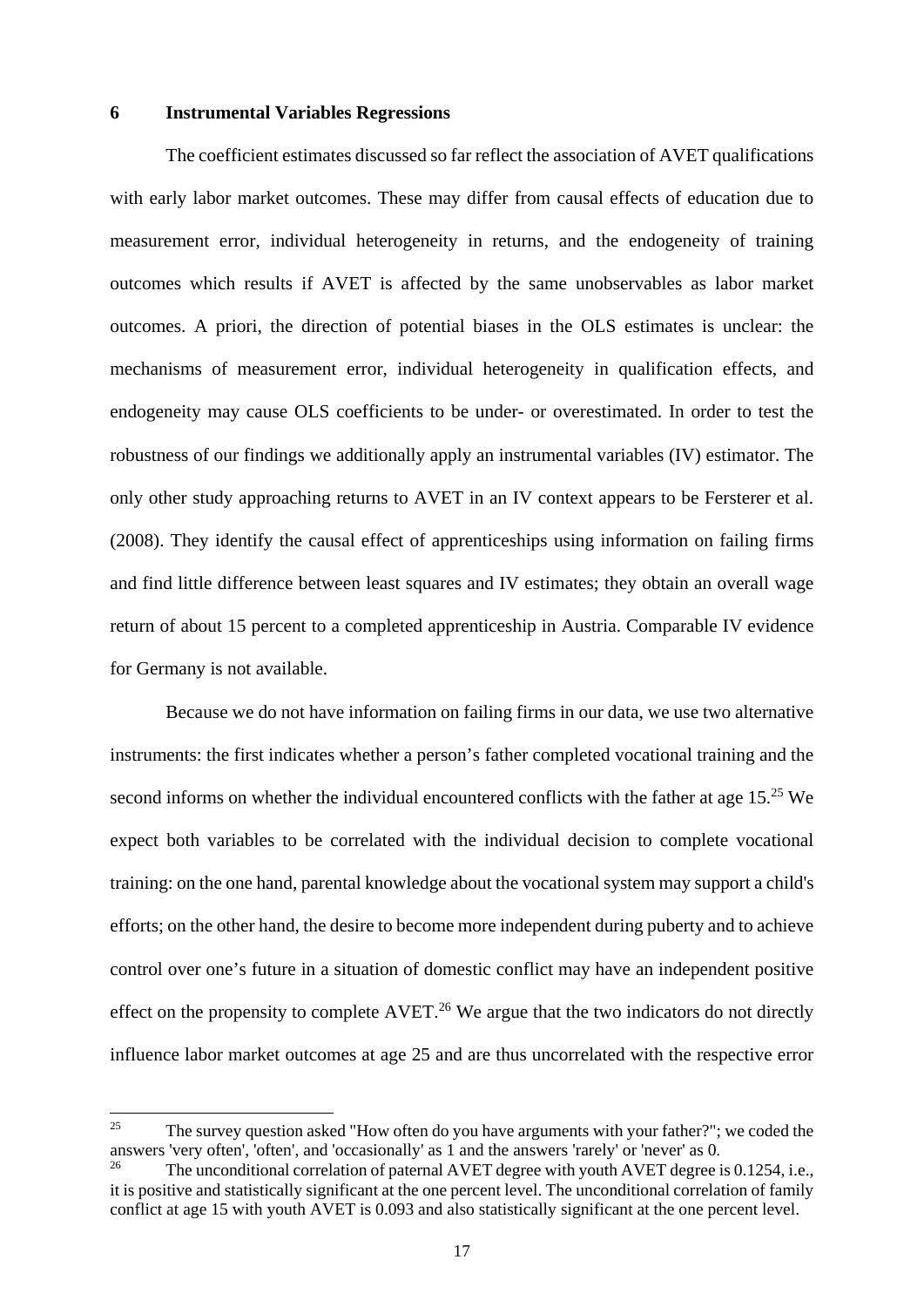## 6 Instrumental Variables Regressions

The coefficient estimates discussed so far reflect the association of AVET qualifications with early labor market outcomes. These may differ from causal effects of education due to measurement error, individual heterogeneity in returns, and the endogeneity of training outcomes which results if AVET is affected by the same unobservables as labor market outcomes. A priori, the direction of potential biases in the OLS estimates is unclear: the mechanisms of measurement error, individual heterogeneity in qualification effects, and endogeneity may cause OLS coefficients to be under- or overestimated. In order to test the robustness of our findings we additionally apply an instrumental variables (IV) estimator. The only other study approaching returns to AVET in an IV context appears to be Fersterer et al. (2008). They identify the causal effect of apprenticeships using information on failing firms and find little difference between least squares and IV estimates; they obtain an overall wage return of about 15 percent to a completed apprenticeship in Austria. Comparable IV evidence for Germany is not available.

Because we do not have information on failing firms in our data, we use two alternative instruments: the first indicates whether a person's father completed vocational training and the second informs on whether the individual encountered conflicts with the father at age 15.[25] We expect both variables to be correlated with the individual decision to complete vocational training: on the one hand, parental knowledge about the vocational system may support a child's efforts; on the other hand, the desire to become more independent during puberty and to achieve control over one's future in a situation of domestic conflict may have an independent positive effect on the propensity to complete AVET.[26] We argue that the two indicators do not directly influence labor market outcomes at age 25 and are thus uncorrelated with the respective error

[25] The survey question asked "How often do you have arguments with your father?"; we coded the answers 'very often', 'often', and 'occasionally' as 1 and the answers 'rarely' or 'never' as 0.

[26] The unconditional correlation of paternal AVET degree with youth AVET degree is 0.1254, i.e., it is positive and statistically significant at the one percent level. The unconditional correlation of family conflict at age 15 with youth AVET is 0.093 and also statistically significant at the one percent level.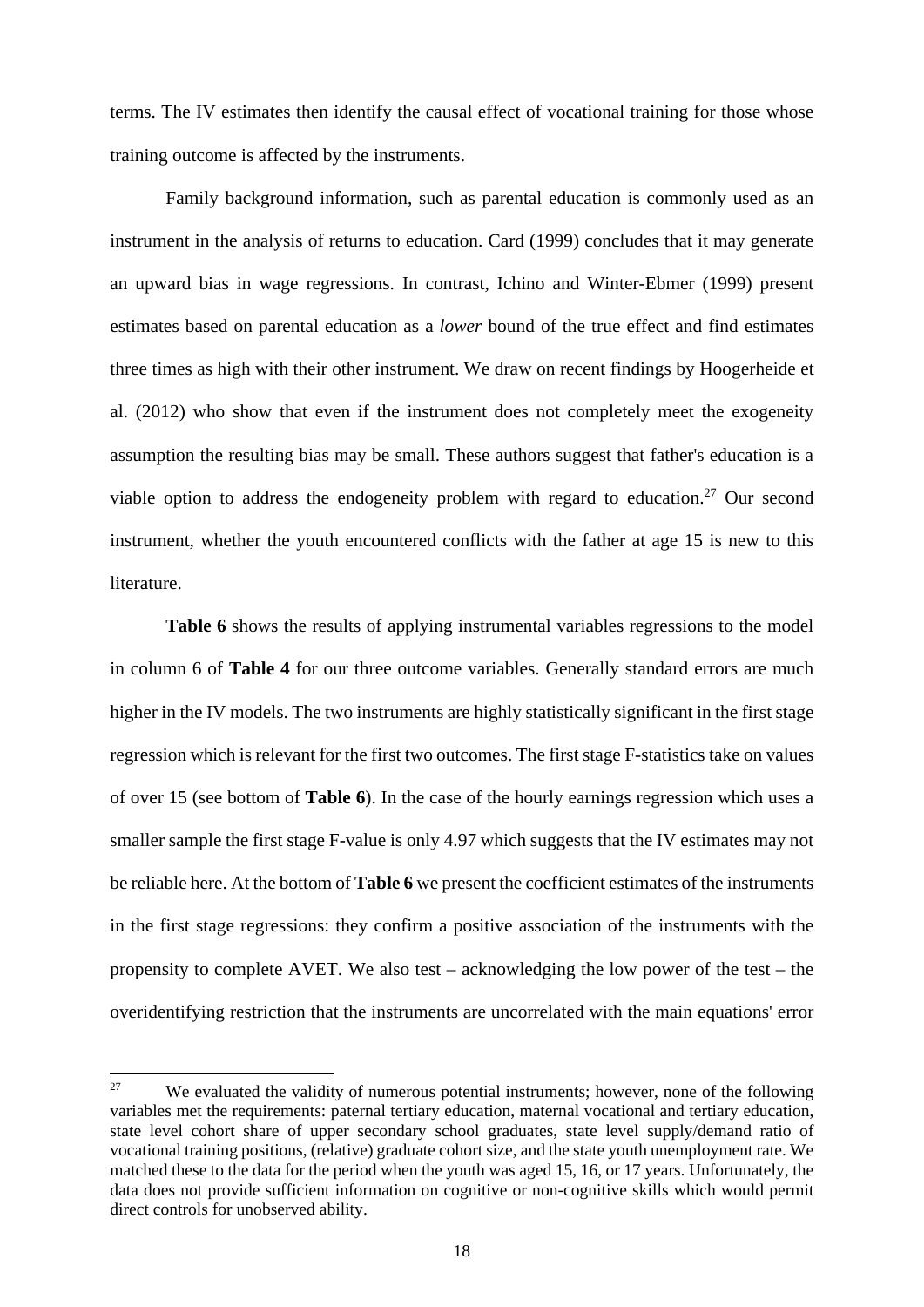terms. The IV estimates then identify the causal effect of vocational training for those whose training outcome is affected by the instruments.

Family background information, such as parental education is commonly used as an instrument in the analysis of returns to education. Card (1999) concludes that it may generate an upward bias in wage regressions. In contrast, Ichino and Winter-Ebmer (1999) present estimates based on parental education as a *lower* bound of the true effect and find estimates three times as high with their other instrument. We draw on recent findings by Hoogerheide et al. (2012) who show that even if the instrument does not completely meet the exogeneity assumption the resulting bias may be small. These authors suggest that father's education is a viable option to address the endogeneity problem with regard to education.[27] Our second instrument, whether the youth encountered conflicts with the father at age 15 is new to this literature.

**Table 6** shows the results of applying instrumental variables regressions to the model in column 6 of **Table 4** for our three outcome variables. Generally standard errors are much higher in the IV models. The two instruments are highly statistically significant in the first stage regression which is relevant for the first two outcomes. The first stage F-statistics take on values of over 15 (see bottom of **Table 6**). In the case of the hourly earnings regression which uses a smaller sample the first stage F-value is only 4.97 which suggests that the IV estimates may not be reliable here. At the bottom of **Table 6** we present the coefficient estimates of the instruments in the first stage regressions: they confirm a positive association of the instruments with the propensity to complete AVET. We also test – acknowledging the low power of the test – the overidentifying restriction that the instruments are uncorrelated with the main equations' error

[27] We evaluated the validity of numerous potential instruments; however, none of the following variables met the requirements: paternal tertiary education, maternal vocational and tertiary education, state level cohort share of upper secondary school graduates, state level supply/demand ratio of vocational training positions, (relative) graduate cohort size, and the state youth unemployment rate. We matched these to the data for the period when the youth was aged 15, 16, or 17 years. Unfortunately, the data does not provide sufficient information on cognitive or non-cognitive skills which would permit direct controls for unobserved ability.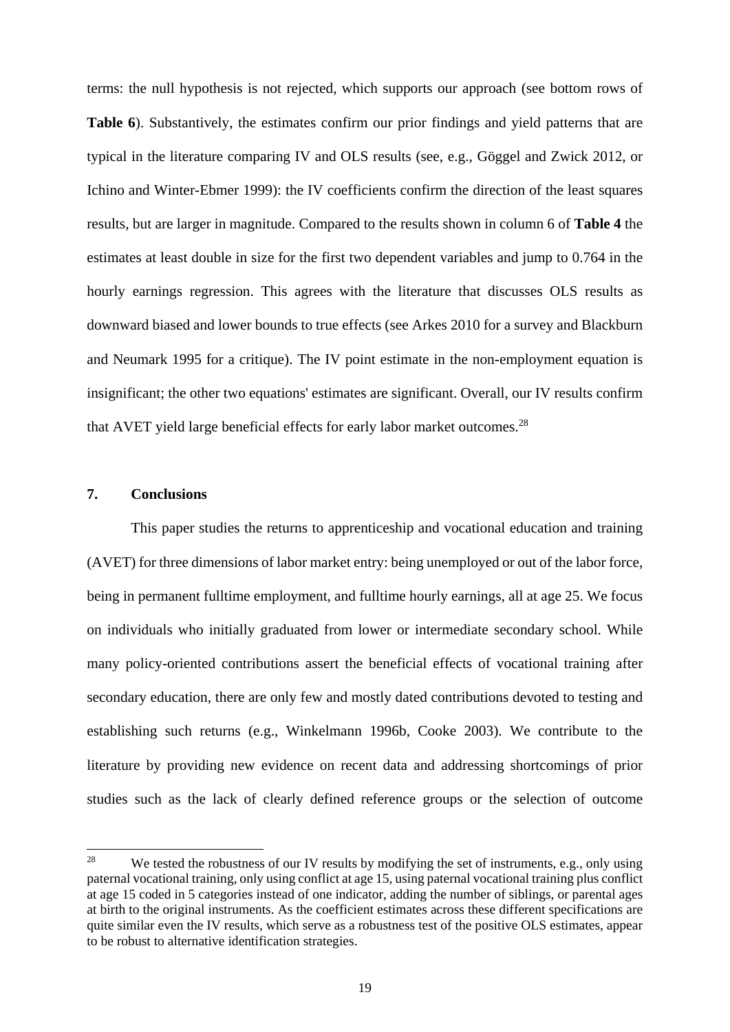terms: the null hypothesis is not rejected, which supports our approach (see bottom rows of **Table 6**). Substantively, the estimates confirm our prior findings and yield patterns that are typical in the literature comparing IV and OLS results (see, e.g., Göggel and Zwick 2012, or Ichino and Winter-Ebmer 1999): the IV coefficients confirm the direction of the least squares results, but are larger in magnitude. Compared to the results shown in column 6 of **Table 4** the estimates at least double in size for the first two dependent variables and jump to 0.764 in the hourly earnings regression. This agrees with the literature that discusses OLS results as downward biased and lower bounds to true effects (see Arkes 2010 for a survey and Blackburn and Neumark 1995 for a critique). The IV point estimate in the non-employment equation is insignificant; the other two equations' estimates are significant. Overall, our IV results confirm that AVET yield large beneficial effects for early labor market outcomes.[28]

## 7. Conclusions

This paper studies the returns to apprenticeship and vocational education and training (AVET) for three dimensions of labor market entry: being unemployed or out of the labor force, being in permanent fulltime employment, and fulltime hourly earnings, all at age 25. We focus on individuals who initially graduated from lower or intermediate secondary school. While many policy-oriented contributions assert the beneficial effects of vocational training after secondary education, there are only few and mostly dated contributions devoted to testing and establishing such returns (e.g., Winkelmann 1996b, Cooke 2003). We contribute to the literature by providing new evidence on recent data and addressing shortcomings of prior studies such as the lack of clearly defined reference groups or the selection of outcome

[28] We tested the robustness of our IV results by modifying the set of instruments, e.g., only using paternal vocational training, only using conflict at age 15, using paternal vocational training plus conflict at age 15 coded in 5 categories instead of one indicator, adding the number of siblings, or parental ages at birth to the original instruments. As the coefficient estimates across these different specifications are quite similar even the IV results, which serve as a robustness test of the positive OLS estimates, appear to be robust to alternative identification strategies.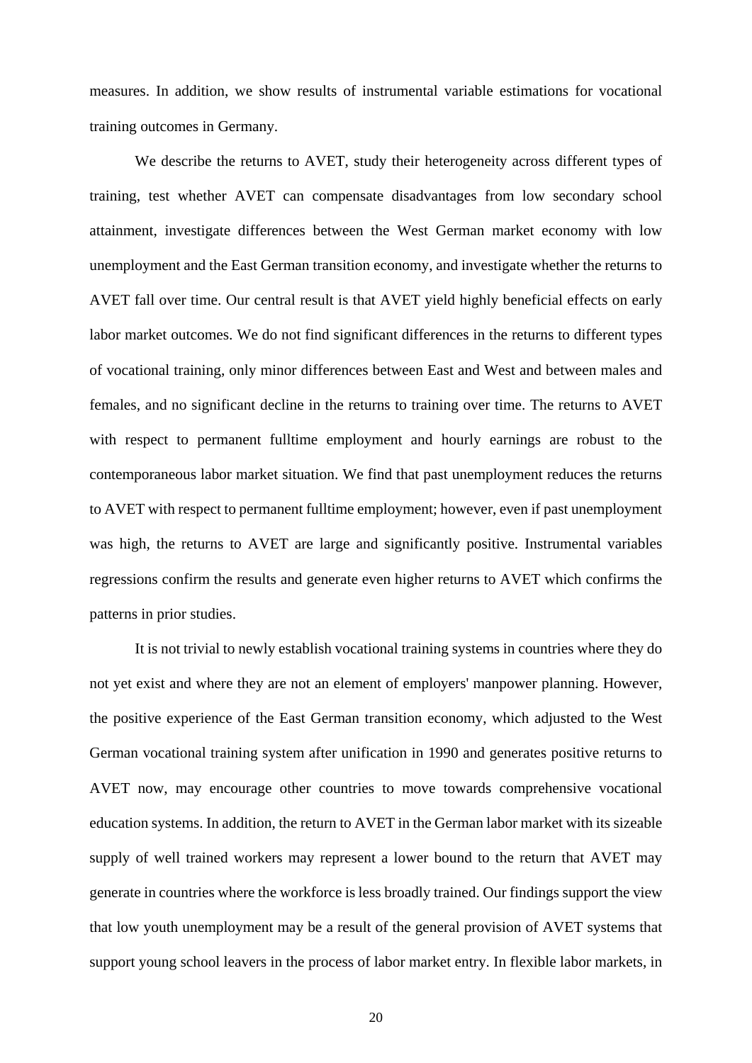measures. In addition, we show results of instrumental variable estimations for vocational training outcomes in Germany.

We describe the returns to AVET, study their heterogeneity across different types of training, test whether AVET can compensate disadvantages from low secondary school attainment, investigate differences between the West German market economy with low unemployment and the East German transition economy, and investigate whether the returns to AVET fall over time. Our central result is that AVET yield highly beneficial effects on early labor market outcomes. We do not find significant differences in the returns to different types of vocational training, only minor differences between East and West and between males and females, and no significant decline in the returns to training over time. The returns to AVET with respect to permanent fulltime employment and hourly earnings are robust to the contemporaneous labor market situation. We find that past unemployment reduces the returns to AVET with respect to permanent fulltime employment; however, even if past unemployment was high, the returns to AVET are large and significantly positive. Instrumental variables regressions confirm the results and generate even higher returns to AVET which confirms the patterns in prior studies.

It is not trivial to newly establish vocational training systems in countries where they do not yet exist and where they are not an element of employers' manpower planning. However, the positive experience of the East German transition economy, which adjusted to the West German vocational training system after unification in 1990 and generates positive returns to AVET now, may encourage other countries to move towards comprehensive vocational education systems. In addition, the return to AVET in the German labor market with its sizeable supply of well trained workers may represent a lower bound to the return that AVET may generate in countries where the workforce is less broadly trained. Our findings support the view that low youth unemployment may be a result of the general provision of AVET systems that support young school leavers in the process of labor market entry. In flexible labor markets, in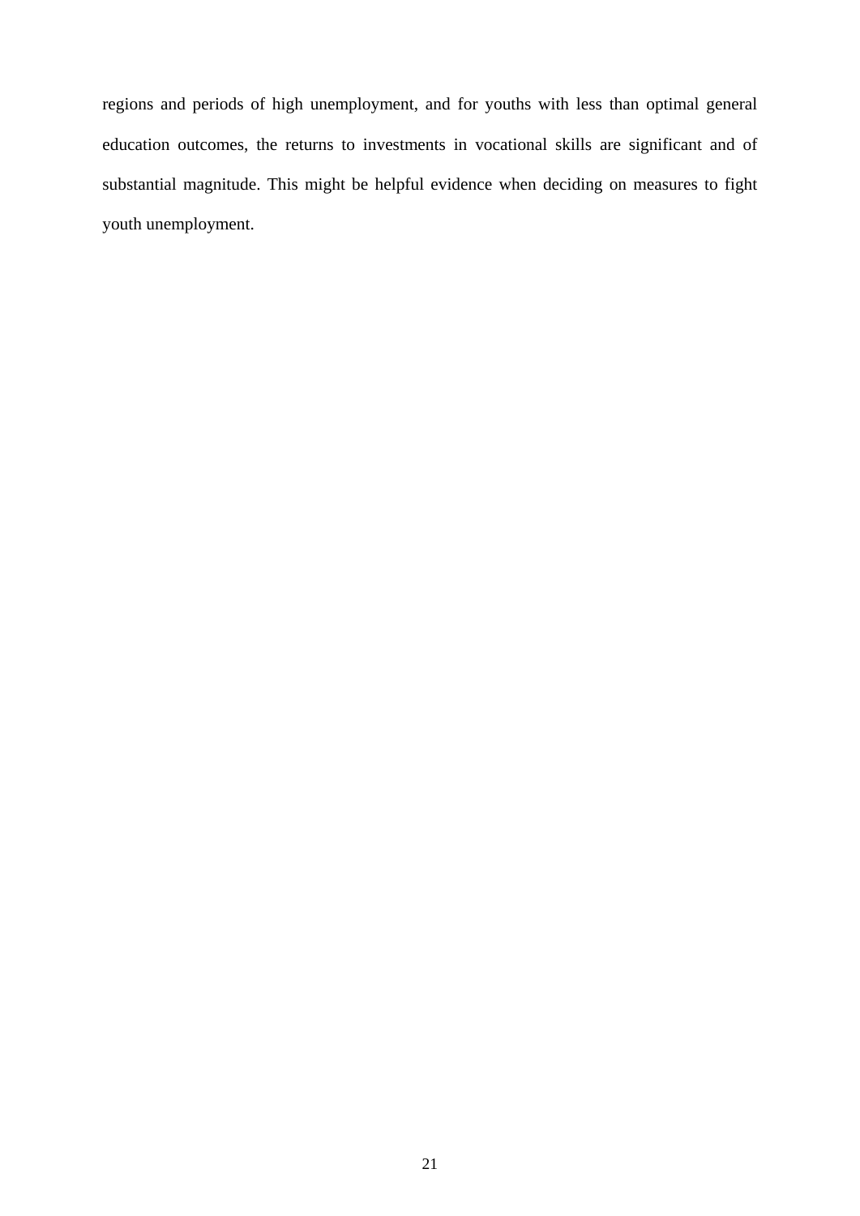regions and periods of high unemployment, and for youths with less than optimal general education outcomes, the returns to investments in vocational skills are significant and of substantial magnitude. This might be helpful evidence when deciding on measures to fight youth unemployment.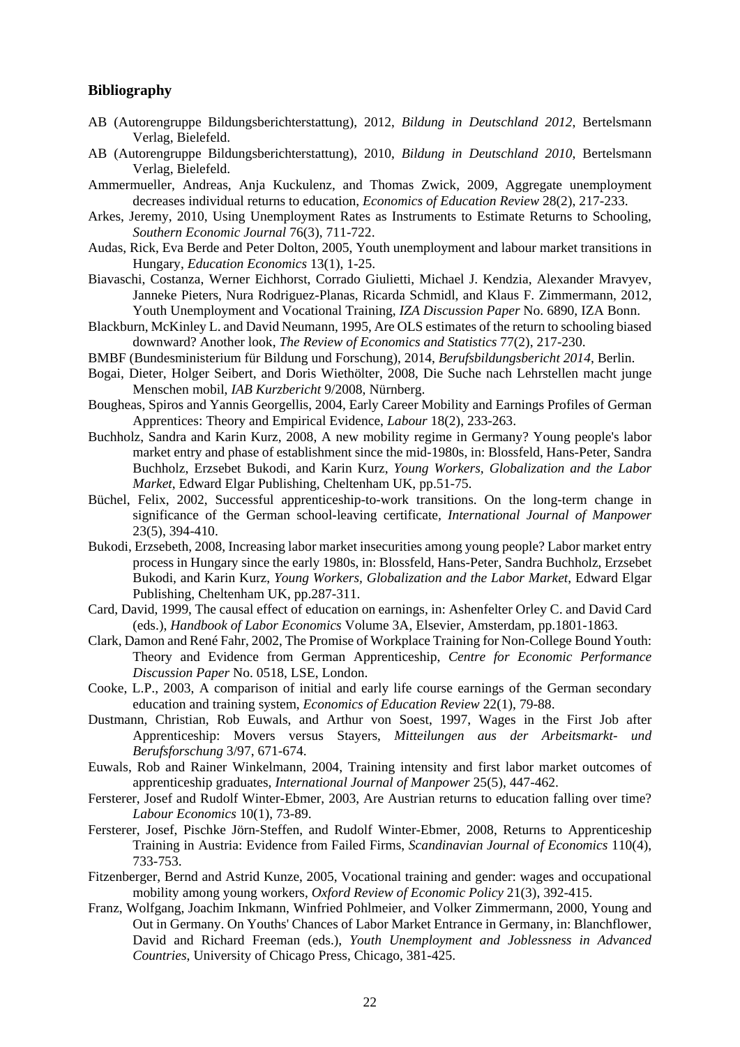## Bibliography

AB (Autorengruppe Bildungsberichterstattung), 2012, *Bildung in Deutschland 2012*, Bertelsmann Verlag, Bielefeld.

AB (Autorengruppe Bildungsberichterstattung), 2010, *Bildung in Deutschland 2010*, Bertelsmann Verlag, Bielefeld.

Ammermueller, Andreas, Anja Kuckulenz, and Thomas Zwick, 2009, Aggregate unemployment decreases individual returns to education, *Economics of Education Review* 28(2), 217-233.

Arkes, Jeremy, 2010, Using Unemployment Rates as Instruments to Estimate Returns to Schooling, *Southern Economic Journal* 76(3), 711-722.

Audas, Rick, Eva Berde and Peter Dolton, 2005, Youth unemployment and labour market transitions in Hungary, *Education Economics* 13(1), 1-25.

Biavaschi, Costanza, Werner Eichhorst, Corrado Giulietti, Michael J. Kendzia, Alexander Mravyev, Janneke Pieters, Nura Rodriguez-Planas, Ricarda Schmidl, and Klaus F. Zimmermann, 2012, Youth Unemployment and Vocational Training, *IZA Discussion Paper* No. 6890, IZA Bonn.

Blackburn, McKinley L. and David Neumann, 1995, Are OLS estimates of the return to schooling biased downward? Another look, *The Review of Economics and Statistics* 77(2), 217-230.

BMBF (Bundesministerium für Bildung und Forschung), 2014, *Berufsbildungsbericht 2014*, Berlin.

Bogai, Dieter, Holger Seibert, and Doris Wiethölter, 2008, Die Suche nach Lehrstellen macht junge Menschen mobil, *IAB Kurzbericht* 9/2008, Nürnberg.

Bougheas, Spiros and Yannis Georgellis, 2004, Early Career Mobility and Earnings Profiles of German Apprentices: Theory and Empirical Evidence, *Labour* 18(2), 233-263.

Buchholz, Sandra and Karin Kurz, 2008, A new mobility regime in Germany? Young people's labor market entry and phase of establishment since the mid-1980s, in: Blossfeld, Hans-Peter, Sandra Buchholz, Erzsebet Bukodi, and Karin Kurz, *Young Workers, Globalization and the Labor Market*, Edward Elgar Publishing, Cheltenham UK, pp.51-75.

Büchel, Felix, 2002, Successful apprenticeship-to-work transitions. On the long-term change in significance of the German school-leaving certificate, *International Journal of Manpower* 23(5), 394-410.

Bukodi, Erzsebeth, 2008, Increasing labor market insecurities among young people? Labor market entry process in Hungary since the early 1980s, in: Blossfeld, Hans-Peter, Sandra Buchholz, Erzsebet Bukodi, and Karin Kurz, *Young Workers, Globalization and the Labor Market*, Edward Elgar Publishing, Cheltenham UK, pp.287-311.

Card, David, 1999, The causal effect of education on earnings, in: Ashenfelter Orley C. and David Card (eds.), *Handbook of Labor Economics* Volume 3A, Elsevier, Amsterdam, pp.1801-1863.

Clark, Damon and René Fahr, 2002, The Promise of Workplace Training for Non-College Bound Youth: Theory and Evidence from German Apprenticeship, *Centre for Economic Performance Discussion Paper* No. 0518, LSE, London.

Cooke, L.P., 2003, A comparison of initial and early life course earnings of the German secondary education and training system, *Economics of Education Review* 22(1), 79-88.

Dustmann, Christian, Rob Euwals, and Arthur von Soest, 1997, Wages in the First Job after Apprenticeship: Movers versus Stayers, *Mitteilungen aus der Arbeitsmarkt- und Berufsforschung* 3/97, 671-674.

Euwals, Rob and Rainer Winkelmann, 2004, Training intensity and first labor market outcomes of apprenticeship graduates, *International Journal of Manpower* 25(5), 447-462.

Fersterer, Josef and Rudolf Winter-Ebmer, 2003, Are Austrian returns to education falling over time? *Labour Economics* 10(1), 73-89.

Fersterer, Josef, Pischke Jörn-Steffen, and Rudolf Winter-Ebmer, 2008, Returns to Apprenticeship Training in Austria: Evidence from Failed Firms, *Scandinavian Journal of Economics* 110(4), 733-753.

Fitzenberger, Bernd and Astrid Kunze, 2005, Vocational training and gender: wages and occupational mobility among young workers, *Oxford Review of Economic Policy* 21(3), 392-415.

Franz, Wolfgang, Joachim Inkmann, Winfried Pohlmeier, and Volker Zimmermann, 2000, Young and Out in Germany. On Youths' Chances of Labor Market Entrance in Germany, in: Blanchflower, David and Richard Freeman (eds.), *Youth Unemployment and Joblessness in Advanced Countries*, University of Chicago Press, Chicago, 381-425.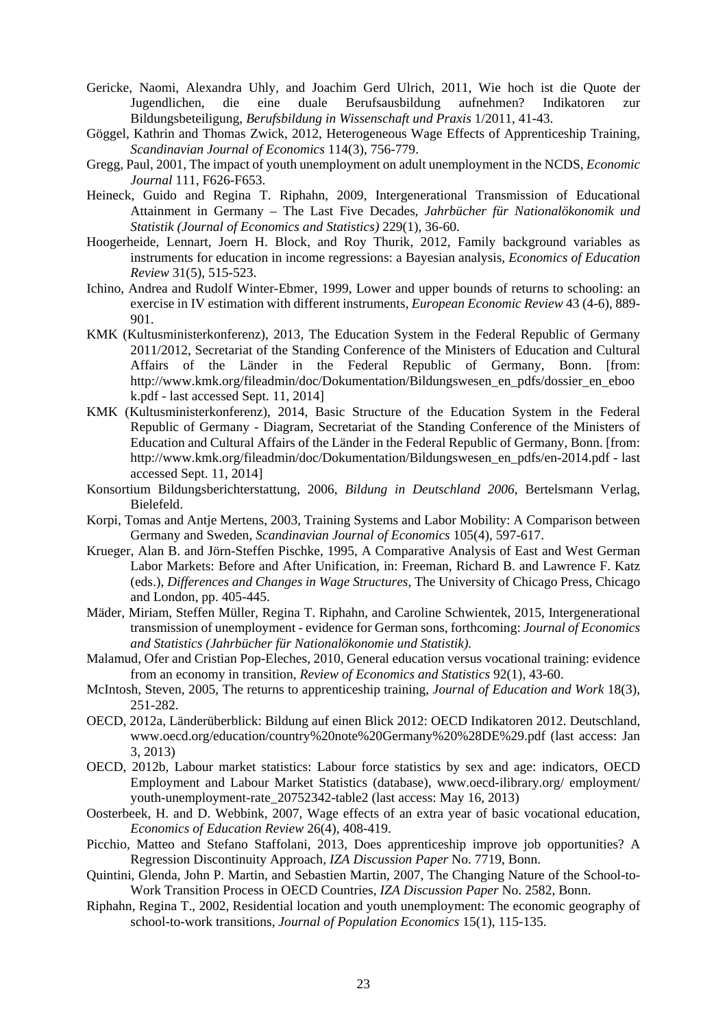Gericke, Naomi, Alexandra Uhly, and Joachim Gerd Ulrich, 2011, Wie hoch ist die Quote der Jugendlichen, die eine duale Berufsausbildung aufnehmen? Indikatoren zur Bildungsbeteiligung, *Berufsbildung in Wissenschaft und Praxis* 1/2011, 41-43.

Göggel, Kathrin and Thomas Zwick, 2012, Heterogeneous Wage Effects of Apprenticeship Training, *Scandinavian Journal of Economics* 114(3), 756-779.

Gregg, Paul, 2001, The impact of youth unemployment on adult unemployment in the NCDS, *Economic Journal* 111, F626-F653.

Heineck, Guido and Regina T. Riphahn, 2009, Intergenerational Transmission of Educational Attainment in Germany – The Last Five Decades, *Jahrbücher für Nationalökonomik und Statistik (Journal of Economics and Statistics)* 229(1), 36-60.

Hoogerheide, Lennart, Joern H. Block, and Roy Thurik, 2012, Family background variables as instruments for education in income regressions: a Bayesian analysis, *Economics of Education Review* 31(5), 515-523.

Ichino, Andrea and Rudolf Winter-Ebmer, 1999, Lower and upper bounds of returns to schooling: an exercise in IV estimation with different instruments, *European Economic Review* 43 (4-6), 889-901.

KMK (Kultusministerkonferenz), 2013, The Education System in the Federal Republic of Germany 2011/2012, Secretariat of the Standing Conference of the Ministers of Education and Cultural Affairs of the Länder in the Federal Republic of Germany, Bonn. [from: http://www.kmk.org/fileadmin/doc/Dokumentation/Bildungswesen_en_pdfs/dossier_en_ebook.pdf - last accessed Sept. 11, 2014]

KMK (Kultusministerkonferenz), 2014, Basic Structure of the Education System in the Federal Republic of Germany - Diagram, Secretariat of the Standing Conference of the Ministers of Education and Cultural Affairs of the Länder in the Federal Republic of Germany, Bonn. [from: http://www.kmk.org/fileadmin/doc/Dokumentation/Bildungswesen_en_pdfs/en-2014.pdf - last accessed Sept. 11, 2014]

Konsortium Bildungsberichterstattung, 2006, *Bildung in Deutschland 2006*, Bertelsmann Verlag, Bielefeld.

Korpi, Tomas and Antje Mertens, 2003, Training Systems and Labor Mobility: A Comparison between Germany and Sweden, *Scandinavian Journal of Economics* 105(4), 597-617.

Krueger, Alan B. and Jörn-Steffen Pischke, 1995, A Comparative Analysis of East and West German Labor Markets: Before and After Unification, in: Freeman, Richard B. and Lawrence F. Katz (eds.), *Differences and Changes in Wage Structures*, The University of Chicago Press, Chicago and London, pp. 405-445.

Mäder, Miriam, Steffen Müller, Regina T. Riphahn, and Caroline Schwientek, 2015, Intergenerational transmission of unemployment - evidence for German sons, forthcoming: *Journal of Economics and Statistics (Jahrbücher für Nationalökonomie und Statistik).*

Malamud, Ofer and Cristian Pop-Eleches, 2010, General education versus vocational training: evidence from an economy in transition, *Review of Economics and Statistics* 92(1), 43-60.

McIntosh, Steven, 2005, The returns to apprenticeship training, *Journal of Education and Work* 18(3), 251-282.

OECD, 2012a, Länderüberblick: Bildung auf einen Blick 2012: OECD Indikatoren 2012. Deutschland, www.oecd.org/education/country%20note%20Germany%20%28DE%29.pdf (last access: Jan 3, 2013)

OECD, 2012b, Labour market statistics: Labour force statistics by sex and age: indicators, OECD Employment and Labour Market Statistics (database), www.oecd-ilibrary.org/ employment/ youth-unemployment-rate_20752342-table2 (last access: May 16, 2013)

Oosterbeek, H. and D. Webbink, 2007, Wage effects of an extra year of basic vocational education, *Economics of Education Review* 26(4), 408-419.

Picchio, Matteo and Stefano Staffolani, 2013, Does apprenticeship improve job opportunities? A Regression Discontinuity Approach, *IZA Discussion Paper* No. 7719, Bonn.

Quintini, Glenda, John P. Martin, and Sebastien Martin, 2007, The Changing Nature of the School-to-Work Transition Process in OECD Countries, *IZA Discussion Paper* No. 2582, Bonn.

Riphahn, Regina T., 2002, Residential location and youth unemployment: The economic geography of school-to-work transitions, *Journal of Population Economics* 15(1), 115-135.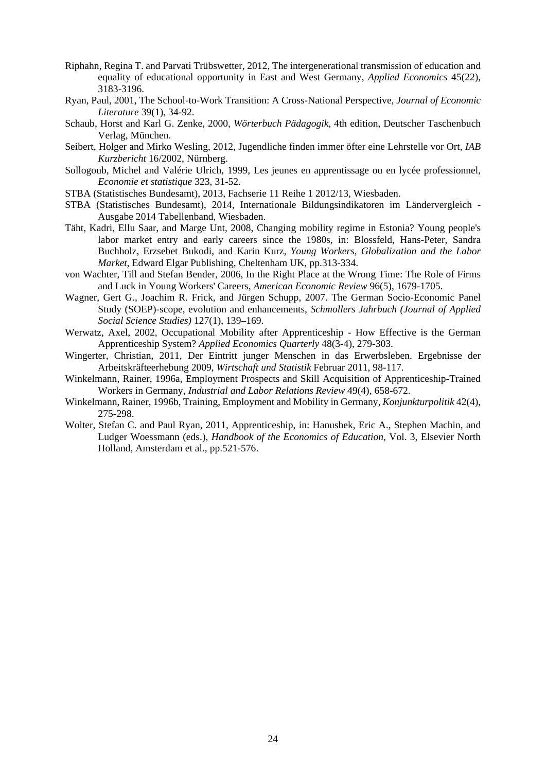Riphahn, Regina T. and Parvati Trübswetter, 2012, The intergenerational transmission of education and equality of educational opportunity in East and West Germany, *Applied Economics* 45(22), 3183-3196.

Ryan, Paul, 2001, The School-to-Work Transition: A Cross-National Perspective, *Journal of Economic Literature* 39(1), 34-92.

Schaub, Horst and Karl G. Zenke, 2000, *Wörterbuch Pädagogik*, 4th edition, Deutscher Taschenbuch Verlag, München.

Seibert, Holger and Mirko Wesling, 2012, Jugendliche finden immer öfter eine Lehrstelle vor Ort, *IAB Kurzbericht* 16/2002, Nürnberg.

Sollogoub, Michel and Valérie Ulrich, 1999, Les jeunes en apprentissage ou en lycée professionnel, *Economie et statistique* 323, 31-52.

STBA (Statistisches Bundesamt), 2013, Fachserie 11 Reihe 1 2012/13, Wiesbaden.

STBA (Statistisches Bundesamt), 2014, Internationale Bildungsindikatoren im Ländervergleich - Ausgabe 2014 Tabellenband, Wiesbaden.

Täht, Kadri, Ellu Saar, and Marge Unt, 2008, Changing mobility regime in Estonia? Young people's labor market entry and early careers since the 1980s, in: Blossfeld, Hans-Peter, Sandra Buchholz, Erzsebet Bukodi, and Karin Kurz, *Young Workers, Globalization and the Labor Market*, Edward Elgar Publishing, Cheltenham UK, pp.313-334.

von Wachter, Till and Stefan Bender, 2006, In the Right Place at the Wrong Time: The Role of Firms and Luck in Young Workers' Careers, *American Economic Review* 96(5), 1679-1705.

Wagner, Gert G., Joachim R. Frick, and Jürgen Schupp, 2007. The German Socio-Economic Panel Study (SOEP)-scope, evolution and enhancements, *Schmollers Jahrbuch (Journal of Applied Social Science Studies)* 127(1), 139–169.

Werwatz, Axel, 2002, Occupational Mobility after Apprenticeship - How Effective is the German Apprenticeship System? *Applied Economics Quarterly* 48(3-4), 279-303.

Wingerter, Christian, 2011, Der Eintritt junger Menschen in das Erwerbsleben. Ergebnisse der Arbeitskräfteerhebung 2009, *Wirtschaft und Statistik* Februar 2011, 98-117.

Winkelmann, Rainer, 1996a, Employment Prospects and Skill Acquisition of Apprenticeship-Trained Workers in Germany, *Industrial and Labor Relations Review* 49(4), 658-672.

Winkelmann, Rainer, 1996b, Training, Employment and Mobility in Germany, *Konjunkturpolitik* 42(4), 275-298.

Wolter, Stefan C. and Paul Ryan, 2011, Apprenticeship, in: Hanushek, Eric A., Stephen Machin, and Ludger Woessmann (eds.), *Handbook of the Economics of Education*, Vol. 3, Elsevier North Holland, Amsterdam et al., pp.521-576.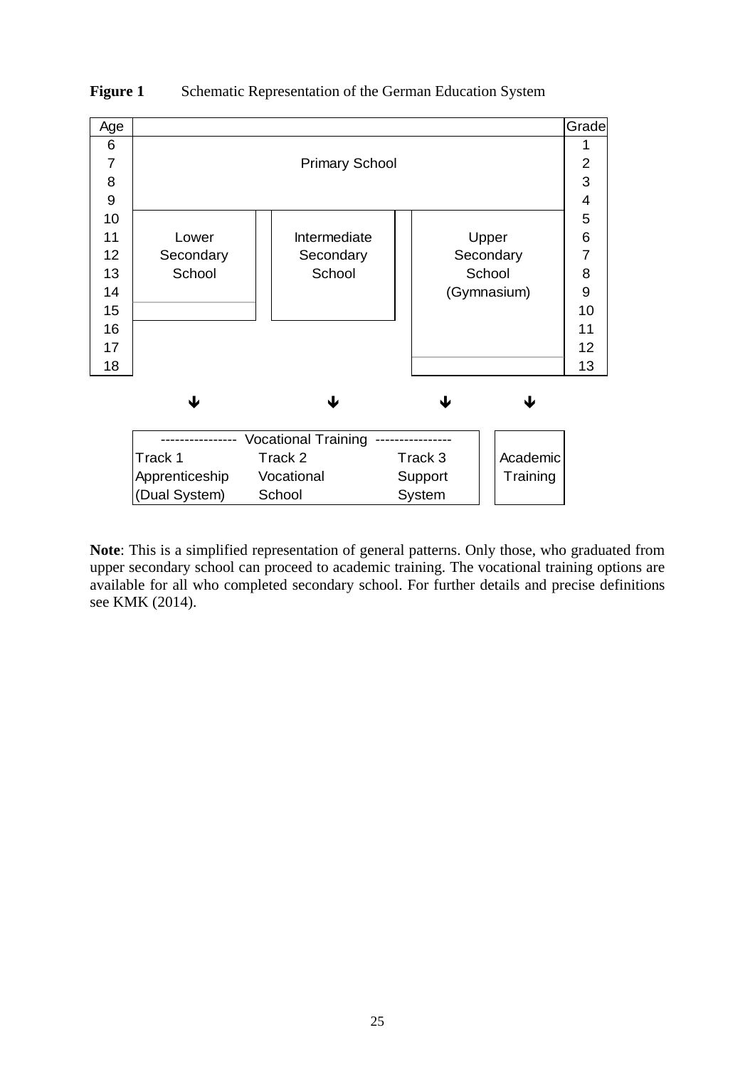**Figure 1** Schematic Representation of the German Education System

| Age | | | | Grade |
|---|---|---|---|---|
| 6 | Primary School | | | 1 |
| 7 | | | | 2 |
| 8 | | | | 3 |
| 9 | | | | 4 |
| 10 | Lower Secondary School | Intermediate Secondary School | Upper Secondary School (Gymnasium) | 5 |
| 11 | | | | 6 |
| 12 | | | | 7 |
| 13 | | | | 8 |
| 14 | | | | 9 |
| 15 | | | | 10 |
| 16 | | | | 11 |
| 17 | | | | 12 |
| 18 | | | | 13 |

↓ ↓ ↓ ↓

| ---------------- Vocational Training ---------------- | | | |
|---|---|---|---|
| Track 1 | Track 2 | Track 3 | Academic Training |
| Apprenticeship (Dual System) | Vocational School | Support System | |

**Note**: This is a simplified representation of general patterns. Only those, who graduated from upper secondary school can proceed to academic training. The vocational training options are available for all who completed secondary school. For further details and precise definitions see KMK (2014).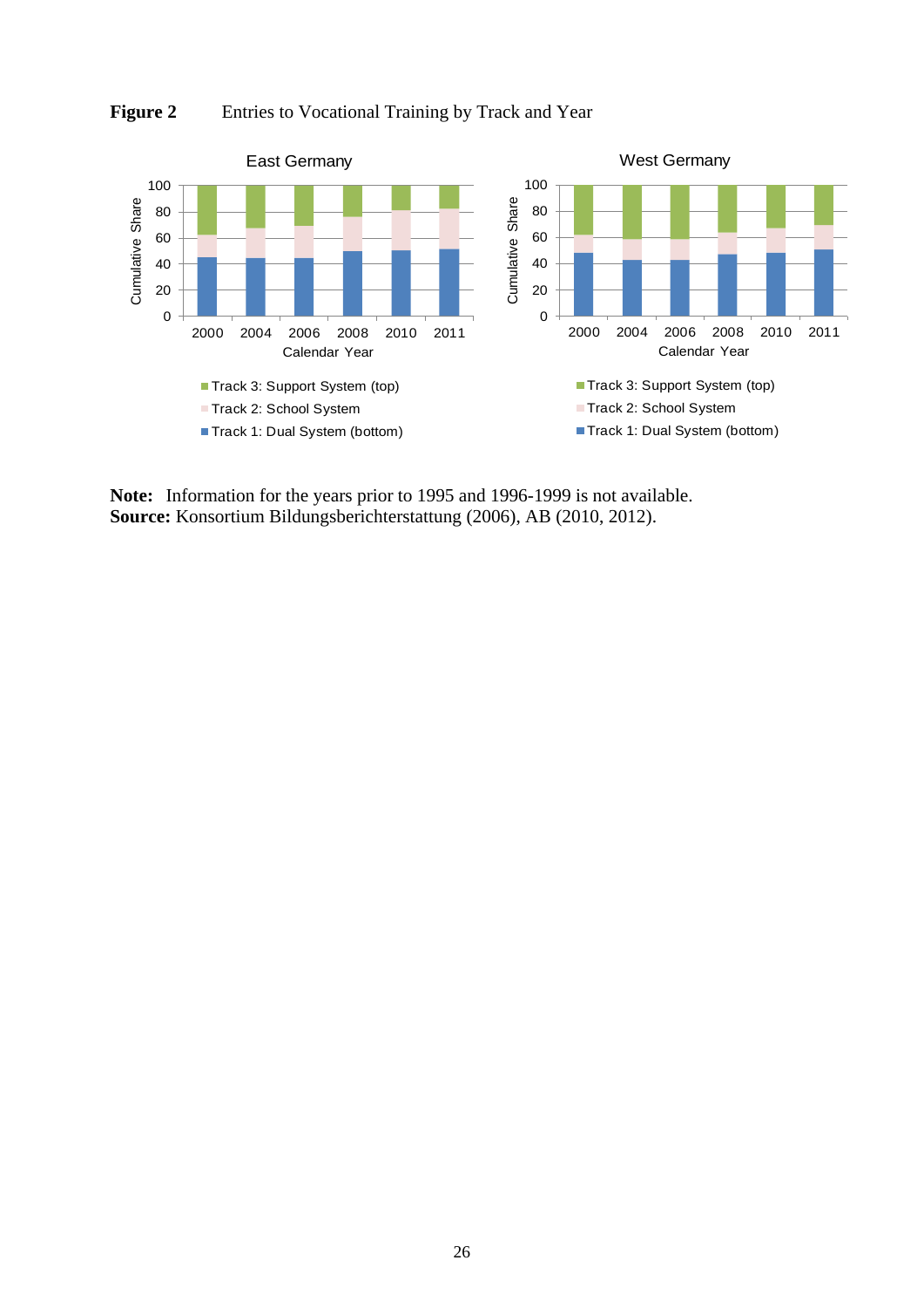**Figure 2** Entries to Vocational Training by Track and Year

**Note:** Information for the years prior to 1995 and 1996-1999 is not available.
**Source:** Konsortium Bildungsberichterstattung (2006), AB (2010, 2012).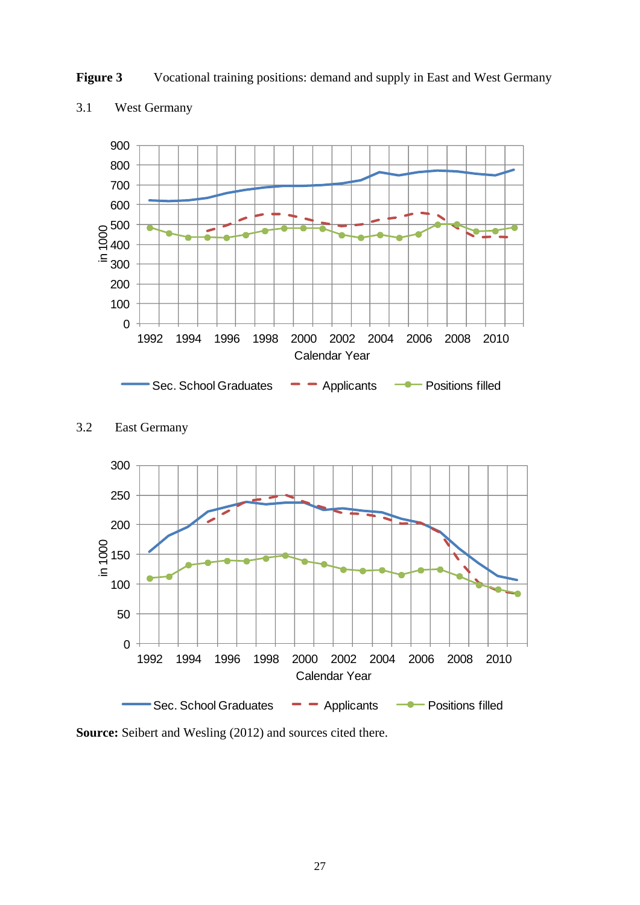**Figure 3** Vocational training positions: demand and supply in East and West Germany

3.1 West Germany

3.2 East Germany

**Source:** Seibert and Wesling (2012) and sources cited there.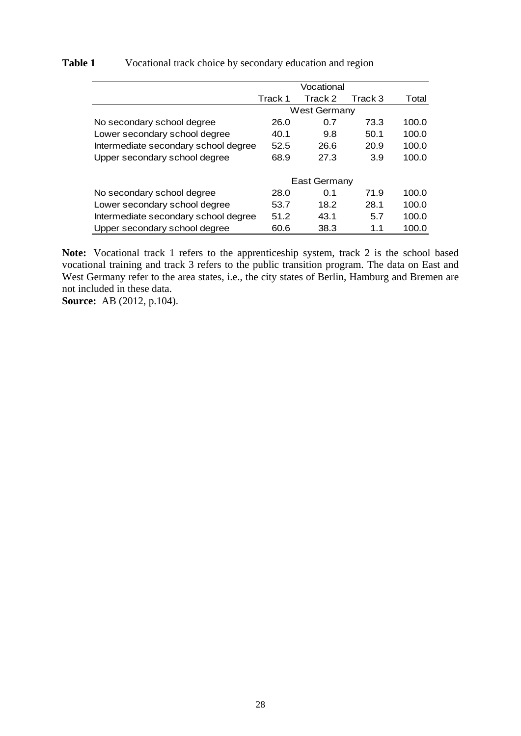**Table 1** Vocational track choice by secondary education and region

| | Vocational | | | |
|---|---|---|---|---|
| | Track 1 | Track 2 | Track 3 | Total |
| | West Germany | | | |
| No secondary school degree | 26.0 | 0.7 | 73.3 | 100.0 |
| Lower secondary school degree | 40.1 | 9.8 | 50.1 | 100.0 |
| Intermediate secondary school degree | 52.5 | 26.6 | 20.9 | 100.0 |
| Upper secondary school degree | 68.9 | 27.3 | 3.9 | 100.0 |
| | East Germany | | | |
| No secondary school degree | 28.0 | 0.1 | 71.9 | 100.0 |
| Lower secondary school degree | 53.7 | 18.2 | 28.1 | 100.0 |
| Intermediate secondary school degree | 51.2 | 43.1 | 5.7 | 100.0 |
| Upper secondary school degree | 60.6 | 38.3 | 1.1 | 100.0 |

**Note:** Vocational track 1 refers to the apprenticeship system, track 2 is the school based vocational training and track 3 refers to the public transition program. The data on East and West Germany refer to the area states, i.e., the city states of Berlin, Hamburg and Bremen are not included in these data.
**Source:** AB (2012, p.104).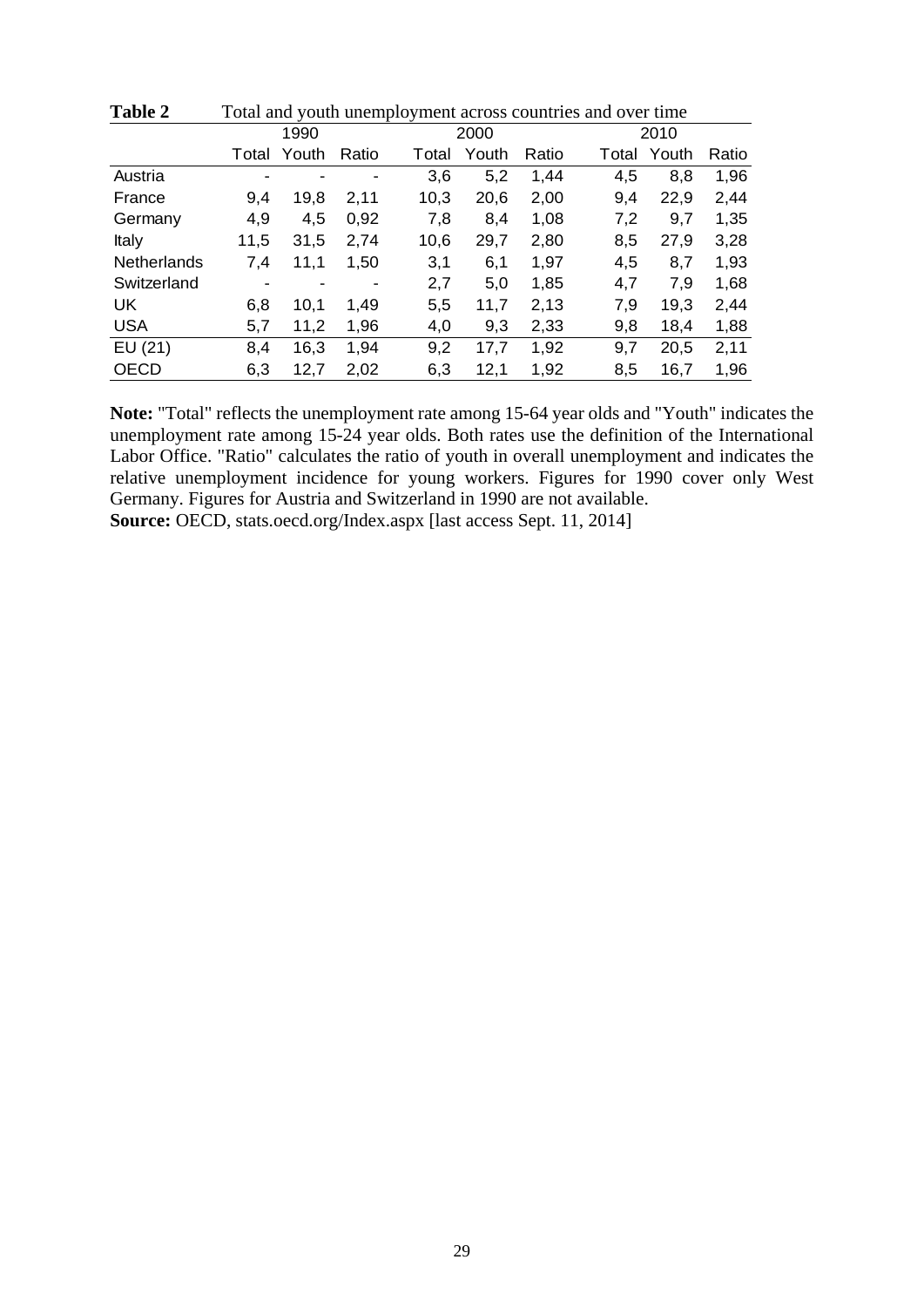**Table 2** Total and youth unemployment across countries and over time

| | 1990 | | | 2000 | | | 2010 | | |
|---|---|---|---|---|---|---|---|---|---|
| | Total | Youth | Ratio | Total | Youth | Ratio | Total | Youth | Ratio |
| Austria | - | - | - | 3,6 | 5,2 | 1,44 | 4,5 | 8,8 | 1,96 |
| France | 9,4 | 19,8 | 2,11 | 10,3 | 20,6 | 2,00 | 9,4 | 22,9 | 2,44 |
| Germany | 4,9 | 4,5 | 0,92 | 7,8 | 8,4 | 1,08 | 7,2 | 9,7 | 1,35 |
| Italy | 11,5 | 31,5 | 2,74 | 10,6 | 29,7 | 2,80 | 8,5 | 27,9 | 3,28 |
| Netherlands | 7,4 | 11,1 | 1,50 | 3,1 | 6,1 | 1,97 | 4,5 | 8,7 | 1,93 |
| Switzerland | - | - | - | 2,7 | 5,0 | 1,85 | 4,7 | 7,9 | 1,68 |
| UK | 6,8 | 10,1 | 1,49 | 5,5 | 11,7 | 2,13 | 7,9 | 19,3 | 2,44 |
| USA | 5,7 | 11,2 | 1,96 | 4,0 | 9,3 | 2,33 | 9,8 | 18,4 | 1,88 |
| EU (21) | 8,4 | 16,3 | 1,94 | 9,2 | 17,7 | 1,92 | 9,7 | 20,5 | 2,11 |
| OECD | 6,3 | 12,7 | 2,02 | 6,3 | 12,1 | 1,92 | 8,5 | 16,7 | 1,96 |

**Note:** "Total" reflects the unemployment rate among 15-64 year olds and "Youth" indicates the unemployment rate among 15-24 year olds. Both rates use the definition of the International Labor Office. "Ratio" calculates the ratio of youth in overall unemployment and indicates the relative unemployment incidence for young workers. Figures for 1990 cover only West Germany. Figures for Austria and Switzerland in 1990 are not available.
**Source:** OECD, stats.oecd.org/Index.aspx [last access Sept. 11, 2014]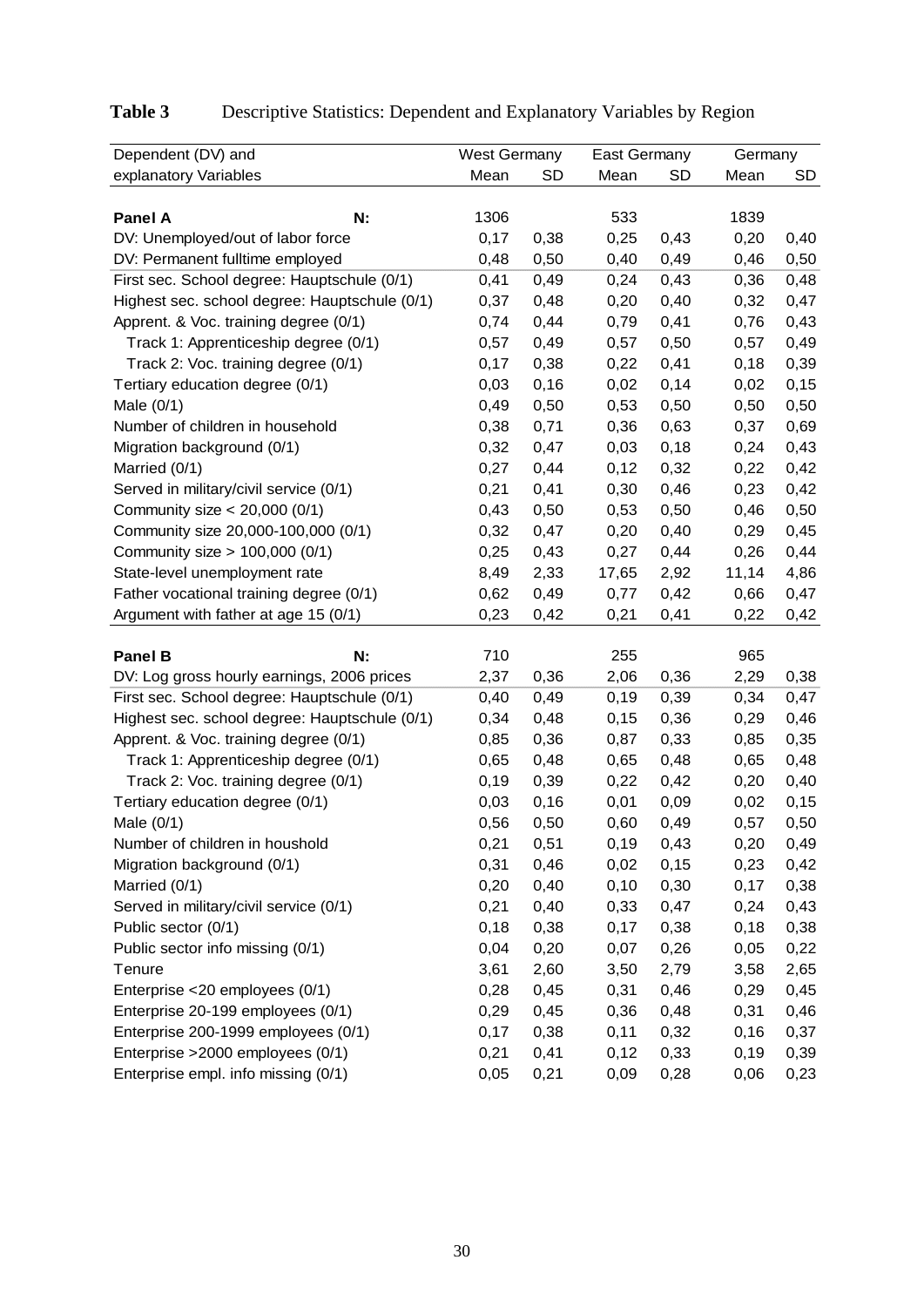**Table 3** Descriptive Statistics: Dependent and Explanatory Variables by Region

| Dependent (DV) and explanatory Variables | West Germany | | East Germany | | Germany | |
|---|---|---|---|---|---|---|
| | Mean | SD | Mean | SD | Mean | SD |
| **Panel A** **N:** | 1306 | | 533 | | 1839 | |
| DV: Unemployed/out of labor force | 0,17 | 0,38 | 0,25 | 0,43 | 0,20 | 0,40 |
| DV: Permanent fulltime employed | 0,48 | 0,50 | 0,40 | 0,49 | 0,46 | 0,50 |
| First sec. School degree: Hauptschule (0/1) | 0,41 | 0,49 | 0,24 | 0,43 | 0,36 | 0,48 |
| Highest sec. school degree: Hauptschule (0/1) | 0,37 | 0,48 | 0,20 | 0,40 | 0,32 | 0,47 |
| Apprent. & Voc. training degree (0/1) | 0,74 | 0,44 | 0,79 | 0,41 | 0,76 | 0,43 |
| Track 1: Apprenticeship degree (0/1) | 0,57 | 0,49 | 0,57 | 0,50 | 0,57 | 0,49 |
| Track 2: Voc. training degree (0/1) | 0,17 | 0,38 | 0,22 | 0,41 | 0,18 | 0,39 |
| Tertiary education degree (0/1) | 0,03 | 0,16 | 0,02 | 0,14 | 0,02 | 0,15 |
| Male (0/1) | 0,49 | 0,50 | 0,53 | 0,50 | 0,50 | 0,50 |
| Number of children in household | 0,38 | 0,71 | 0,36 | 0,63 | 0,37 | 0,69 |
| Migration background (0/1) | 0,32 | 0,47 | 0,03 | 0,18 | 0,24 | 0,43 |
| Married (0/1) | 0,27 | 0,44 | 0,12 | 0,32 | 0,22 | 0,42 |
| Served in military/civil service (0/1) | 0,21 | 0,41 | 0,30 | 0,46 | 0,23 | 0,42 |
| Community size < 20,000 (0/1) | 0,43 | 0,50 | 0,53 | 0,50 | 0,46 | 0,50 |
| Community size 20,000-100,000 (0/1) | 0,32 | 0,47 | 0,20 | 0,40 | 0,29 | 0,45 |
| Community size > 100,000 (0/1) | 0,25 | 0,43 | 0,27 | 0,44 | 0,26 | 0,44 |
| State-level unemployment rate | 8,49 | 2,33 | 17,65 | 2,92 | 11,14 | 4,86 |
| Father vocational training degree (0/1) | 0,62 | 0,49 | 0,77 | 0,42 | 0,66 | 0,47 |
| Argument with father at age 15 (0/1) | 0,23 | 0,42 | 0,21 | 0,41 | 0,22 | 0,42 |
| **Panel B** **N:** | 710 | | 255 | | 965 | |
| DV: Log gross hourly earnings, 2006 prices | 2,37 | 0,36 | 2,06 | 0,36 | 2,29 | 0,38 |
| First sec. School degree: Hauptschule (0/1) | 0,40 | 0,49 | 0,19 | 0,39 | 0,34 | 0,47 |
| Highest sec. school degree: Hauptschule (0/1) | 0,34 | 0,48 | 0,15 | 0,36 | 0,29 | 0,46 |
| Apprent. & Voc. training degree (0/1) | 0,85 | 0,36 | 0,87 | 0,33 | 0,85 | 0,35 |
| Track 1: Apprenticeship degree (0/1) | 0,65 | 0,48 | 0,65 | 0,48 | 0,65 | 0,48 |
| Track 2: Voc. training degree (0/1) | 0,19 | 0,39 | 0,22 | 0,42 | 0,20 | 0,40 |
| Tertiary education degree (0/1) | 0,03 | 0,16 | 0,01 | 0,09 | 0,02 | 0,15 |
| Male (0/1) | 0,56 | 0,50 | 0,60 | 0,49 | 0,57 | 0,50 |
| Number of children in houshold | 0,21 | 0,51 | 0,19 | 0,43 | 0,20 | 0,49 |
| Migration background (0/1) | 0,31 | 0,46 | 0,02 | 0,15 | 0,23 | 0,42 |
| Married (0/1) | 0,20 | 0,40 | 0,10 | 0,30 | 0,17 | 0,38 |
| Served in military/civil service (0/1) | 0,21 | 0,40 | 0,33 | 0,47 | 0,24 | 0,43 |
| Public sector (0/1) | 0,18 | 0,38 | 0,17 | 0,38 | 0,18 | 0,38 |
| Public sector info missing (0/1) | 0,04 | 0,20 | 0,07 | 0,26 | 0,05 | 0,22 |
| Tenure | 3,61 | 2,60 | 3,50 | 2,79 | 3,58 | 2,65 |
| Enterprise <20 employees (0/1) | 0,28 | 0,45 | 0,31 | 0,46 | 0,29 | 0,45 |
| Enterprise 20-199 employees (0/1) | 0,29 | 0,45 | 0,36 | 0,48 | 0,31 | 0,46 |
| Enterprise 200-1999 employees (0/1) | 0,17 | 0,38 | 0,11 | 0,32 | 0,16 | 0,37 |
| Enterprise >2000 employees (0/1) | 0,21 | 0,41 | 0,12 | 0,33 | 0,19 | 0,39 |
| Enterprise empl. info missing (0/1) | 0,05 | 0,21 | 0,09 | 0,28 | 0,06 | 0,23 |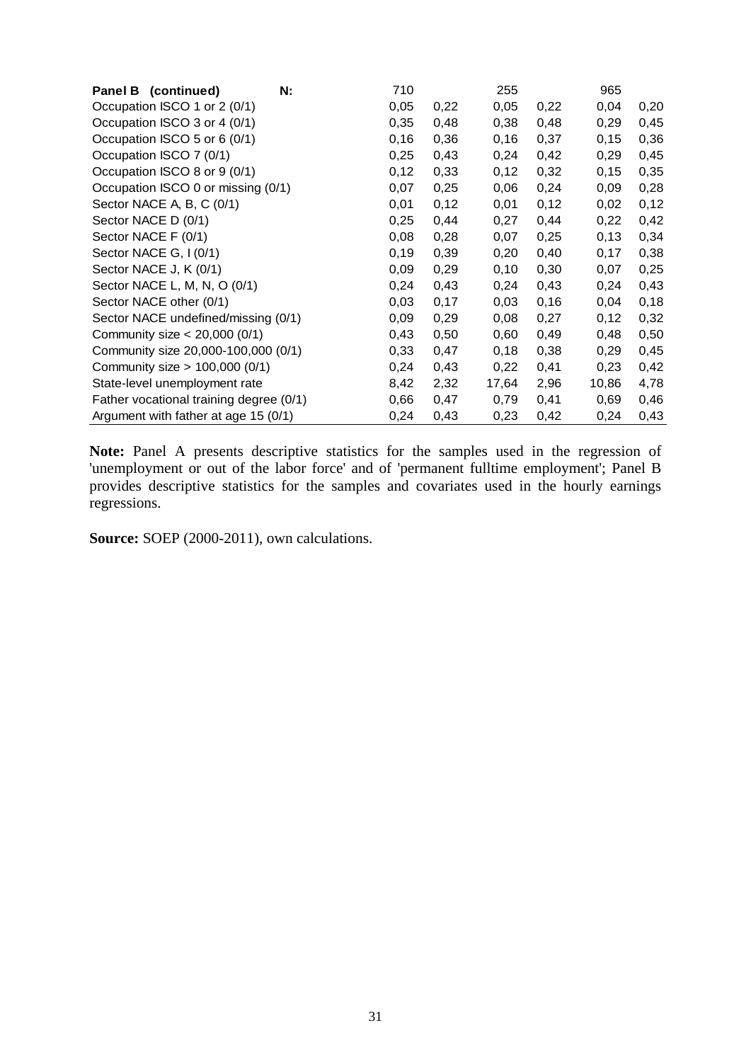| Panel B (continued) N: | 710 | | 255 | | 965 | |
|---|---|---|---|---|---|---|
| Occupation ISCO 1 or 2 (0/1) | 0,05 | 0,22 | 0,05 | 0,22 | 0,04 | 0,20 |
| Occupation ISCO 3 or 4 (0/1) | 0,35 | 0,48 | 0,38 | 0,48 | 0,29 | 0,45 |
| Occupation ISCO 5 or 6 (0/1) | 0,16 | 0,36 | 0,16 | 0,37 | 0,15 | 0,36 |
| Occupation ISCO 7 (0/1) | 0,25 | 0,43 | 0,24 | 0,42 | 0,29 | 0,45 |
| Occupation ISCO 8 or 9 (0/1) | 0,12 | 0,33 | 0,12 | 0,32 | 0,15 | 0,35 |
| Occupation ISCO 0 or missing (0/1) | 0,07 | 0,25 | 0,06 | 0,24 | 0,09 | 0,28 |
| Sector NACE A, B, C (0/1) | 0,01 | 0,12 | 0,01 | 0,12 | 0,02 | 0,12 |
| Sector NACE D (0/1) | 0,25 | 0,44 | 0,27 | 0,44 | 0,22 | 0,42 |
| Sector NACE F (0/1) | 0,08 | 0,28 | 0,07 | 0,25 | 0,13 | 0,34 |
| Sector NACE G, I (0/1) | 0,19 | 0,39 | 0,20 | 0,40 | 0,17 | 0,38 |
| Sector NACE J, K (0/1) | 0,09 | 0,29 | 0,10 | 0,30 | 0,07 | 0,25 |
| Sector NACE L, M, N, O (0/1) | 0,24 | 0,43 | 0,24 | 0,43 | 0,24 | 0,43 |
| Sector NACE other (0/1) | 0,03 | 0,17 | 0,03 | 0,16 | 0,04 | 0,18 |
| Sector NACE undefined/missing (0/1) | 0,09 | 0,29 | 0,08 | 0,27 | 0,12 | 0,32 |
| Community size < 20,000 (0/1) | 0,43 | 0,50 | 0,60 | 0,49 | 0,48 | 0,50 |
| Community size 20,000-100,000 (0/1) | 0,33 | 0,47 | 0,18 | 0,38 | 0,29 | 0,45 |
| Community size > 100,000 (0/1) | 0,24 | 0,43 | 0,22 | 0,41 | 0,23 | 0,42 |
| State-level unemployment rate | 8,42 | 2,32 | 17,64 | 2,96 | 10,86 | 4,78 |
| Father vocational training degree (0/1) | 0,66 | 0,47 | 0,79 | 0,41 | 0,69 | 0,46 |
| Argument with father at age 15 (0/1) | 0,24 | 0,43 | 0,23 | 0,42 | 0,24 | 0,43 |

**Note:** Panel A presents descriptive statistics for the samples used in the regression of 'unemployment or out of the labor force' and of 'permanent fulltime employment'; Panel B provides descriptive statistics for the samples and covariates used in the hourly earnings regressions.

**Source:** SOEP (2000-2011), own calculations.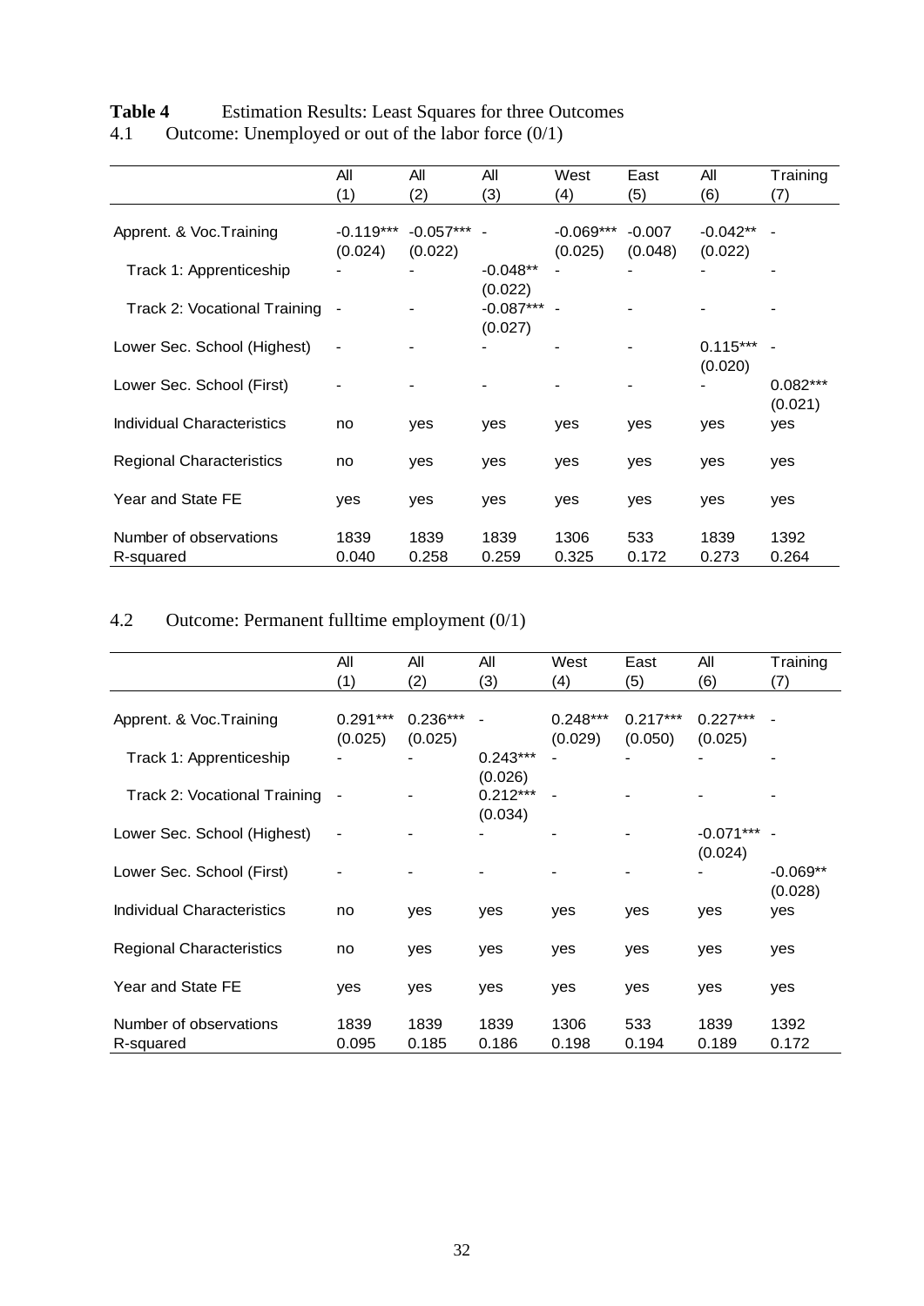**Table 4** Estimation Results: Least Squares for three Outcomes

4.1 Outcome: Unemployed or out of the labor force (0/1)

| | All (1) | All (2) | All (3) | West (4) | East (5) | All (6) | Training (7) |
|---|---|---|---|---|---|---|---|
| Apprent. & Voc.Training | -0.119*** (0.024) | -0.057*** (0.022) | - | -0.069*** (0.025) | -0.007 (0.048) | -0.042** (0.022) | - |
| Track 1: Apprenticeship | - | - | -0.048** (0.022) | - | - | - | - |
| Track 2: Vocational Training | - | - | -0.087*** (0.027) | - | - | - | - |
| Lower Sec. School (Highest) | - | - | - | - | - | 0.115*** (0.020) | - |
| Lower Sec. School (First) | - | - | - | - | - | - | 0.082*** (0.021) |
| Individual Characteristics | no | yes | yes | yes | yes | yes | yes |
| Regional Characteristics | no | yes | yes | yes | yes | yes | yes |
| Year and State FE | yes | yes | yes | yes | yes | yes | yes |
| Number of observations | 1839 | 1839 | 1839 | 1306 | 533 | 1839 | 1392 |
| R-squared | 0.040 | 0.258 | 0.259 | 0.325 | 0.172 | 0.273 | 0.264 |

4.2 Outcome: Permanent fulltime employment (0/1)

| | All (1) | All (2) | All (3) | West (4) | East (5) | All (6) | Training (7) |
|---|---|---|---|---|---|---|---|
| Apprent. & Voc.Training | 0.291*** (0.025) | 0.236*** (0.025) | - | 0.248*** (0.029) | 0.217*** (0.050) | 0.227*** (0.025) | - |
| Track 1: Apprenticeship | - | - | 0.243*** (0.026) | - | - | - | - |
| Track 2: Vocational Training | - | - | 0.212*** (0.034) | - | - | - | - |
| Lower Sec. School (Highest) | - | - | - | - | - | -0.071*** (0.024) | - |
| Lower Sec. School (First) | - | - | - | - | - | - | -0.069** (0.028) |
| Individual Characteristics | no | yes | yes | yes | yes | yes | yes |
| Regional Characteristics | no | yes | yes | yes | yes | yes | yes |
| Year and State FE | yes | yes | yes | yes | yes | yes | yes |
| Number of observations | 1839 | 1839 | 1839 | 1306 | 533 | 1839 | 1392 |
| R-squared | 0.095 | 0.185 | 0.186 | 0.198 | 0.194 | 0.189 | 0.172 |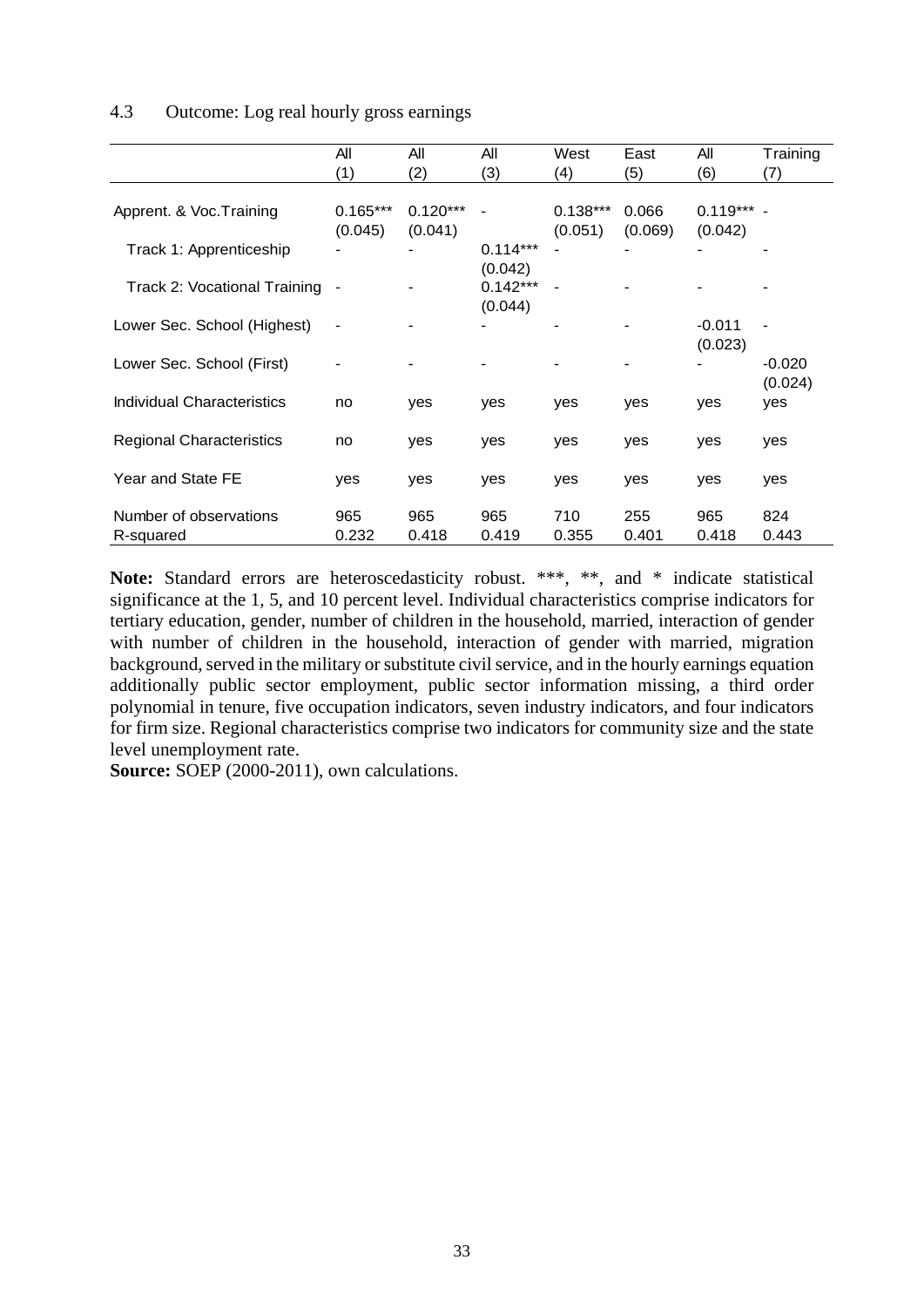### 4.3 Outcome: Log real hourly gross earnings

| | All | All | All | West | East | All | Training |
|---|---|---|---|---|---|---|---|
| | (1) | (2) | (3) | (4) | (5) | (6) | (7) |
| Apprent. & Voc.Training | 0.165*** | 0.120*** | - | 0.138*** | 0.066 | 0.119*** | - |
| | (0.045) | (0.041) | | (0.051) | (0.069) | (0.042) | |
| Track 1: Apprenticeship | - | - | 0.114*** | - | - | - | - |
| | | | (0.042) | | | | |
| Track 2: Vocational Training | - | - | 0.142*** | - | - | - | - |
| | | | (0.044) | | | | |
| Lower Sec. School (Highest) | - | - | - | - | - | -0.011 | - |
| | | | | | | (0.023) | |
| Lower Sec. School (First) | - | - | - | - | - | - | -0.020 |
| | | | | | | | (0.024) |
| Individual Characteristics | no | yes | yes | yes | yes | yes | yes |
| Regional Characteristics | no | yes | yes | yes | yes | yes | yes |
| Year and State FE | yes | yes | yes | yes | yes | yes | yes |
| Number of observations | 965 | 965 | 965 | 710 | 255 | 965 | 824 |
| R-squared | 0.232 | 0.418 | 0.419 | 0.355 | 0.401 | 0.418 | 0.443 |

**Note:** Standard errors are heteroscedasticity robust. ***, **, and * indicate statistical significance at the 1, 5, and 10 percent level. Individual characteristics comprise indicators for tertiary education, gender, number of children in the household, married, interaction of gender with number of children in the household, interaction of gender with married, migration background, served in the military or substitute civil service, and in the hourly earnings equation additionally public sector employment, public sector information missing, a third order polynomial in tenure, five occupation indicators, seven industry indicators, and four indicators for firm size. Regional characteristics comprise two indicators for community size and the state level unemployment rate.

**Source:** SOEP (2000-2011), own calculations.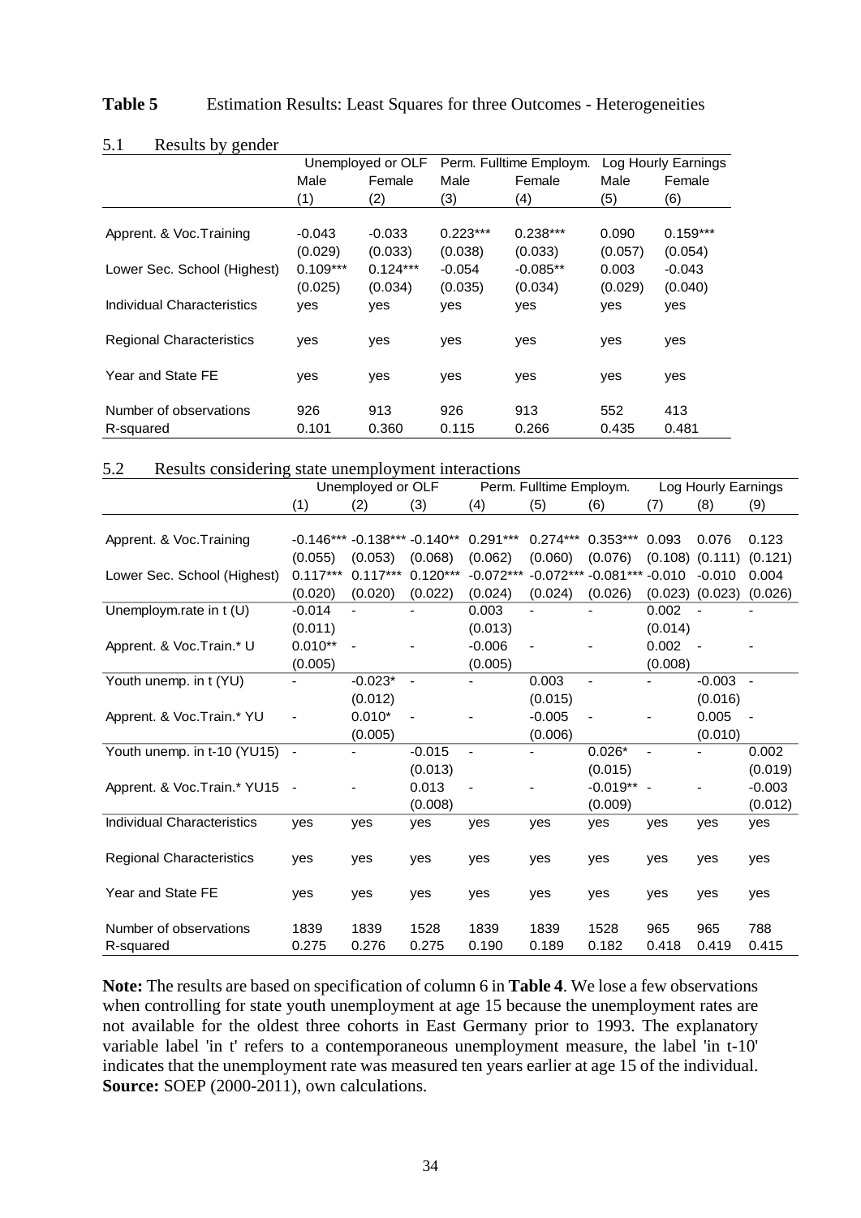**Table 5** Estimation Results: Least Squares for three Outcomes - Heterogeneities

### 5.1 Results by gender

| | Unemployed or OLF | | Perm. Fulltime Employm. | | Log Hourly Earnings | |
|---|---|---|---|---|---|---|
| | Male | Female | Male | Female | Male | Female |
| | (1) | (2) | (3) | (4) | (5) | (6) |
| Apprent. & Voc.Training | -0.043 | -0.033 | 0.223*** | 0.238*** | 0.090 | 0.159*** |
| | (0.029) | (0.033) | (0.038) | (0.033) | (0.057) | (0.054) |
| Lower Sec. School (Highest) | 0.109*** | 0.124*** | -0.054 | -0.085** | 0.003 | -0.043 |
| | (0.025) | (0.034) | (0.035) | (0.034) | (0.029) | (0.040) |
| Individual Characteristics | yes | yes | yes | yes | yes | yes |
| Regional Characteristics | yes | yes | yes | yes | yes | yes |
| Year and State FE | yes | yes | yes | yes | yes | yes |
| Number of observations | 926 | 913 | 926 | 913 | 552 | 413 |
| R-squared | 0.101 | 0.360 | 0.115 | 0.266 | 0.435 | 0.481 |

### 5.2 Results considering state unemployment interactions

| | Unemployed or OLF | | | Perm. Fulltime Employm. | | | Log Hourly Earnings | | |
|---|---|---|---|---|---|---|---|---|---|
| | (1) | (2) | (3) | (4) | (5) | (6) | (7) | (8) | (9) |
| Apprent. & Voc.Training | -0.146*** | -0.138*** | -0.140** | 0.291*** | 0.274*** | 0.353*** | 0.093 | 0.076 | 0.123 |
| | (0.055) | (0.053) | (0.068) | (0.062) | (0.060) | (0.076) | (0.108) | (0.111) | (0.121) |
| Lower Sec. School (Highest) | 0.117*** | 0.117*** | 0.120*** | -0.072*** | -0.072*** | -0.081*** | -0.010 | -0.010 | 0.004 |
| | (0.020) | (0.020) | (0.022) | (0.024) | (0.024) | (0.026) | (0.023) | (0.023) | (0.026) |
| Unemploym.rate in t (U) | -0.014 | - | - | 0.003 | - | - | 0.002 | - | - |
| | (0.011) | | | (0.013) | | | (0.014) | | |
| Apprent. & Voc.Train.* U | 0.010** | - | - | -0.006 | - | - | 0.002 | - | - |
| | (0.005) | | | (0.005) | | | (0.008) | | |
| Youth unemp. in t (YU) | - | -0.023* | - | - | 0.003 | - | - | -0.003 | - |
| | | (0.012) | | | (0.015) | | | (0.016) | |
| Apprent. & Voc.Train.* YU | - | 0.010* | - | - | -0.005 | - | - | 0.005 | - |
| | | (0.005) | | | (0.006) | | | (0.010) | |
| Youth unemp. in t-10 (YU15) | - | - | -0.015 | - | - | 0.026* | - | - | 0.002 |
| | | | (0.013) | | | (0.015) | | | (0.019) |
| Apprent. & Voc.Train.* YU15 | - | - | 0.013 | - | - | -0.019** | - | - | -0.003 |
| | | | (0.008) | | | (0.009) | | | (0.012) |
| Individual Characteristics | yes | yes | yes | yes | yes | yes | yes | yes | yes |
| Regional Characteristics | yes | yes | yes | yes | yes | yes | yes | yes | yes |
| Year and State FE | yes | yes | yes | yes | yes | yes | yes | yes | yes |
| Number of observations | 1839 | 1839 | 1528 | 1839 | 1839 | 1528 | 965 | 965 | 788 |
| R-squared | 0.275 | 0.276 | 0.275 | 0.190 | 0.189 | 0.182 | 0.418 | 0.419 | 0.415 |

**Note:** The results are based on specification of column 6 in **Table 4**. We lose a few observations when controlling for state youth unemployment at age 15 because the unemployment rates are not available for the oldest three cohorts in East Germany prior to 1993. The explanatory variable label 'in t' refers to a contemporaneous unemployment measure, the label 'in t-10' indicates that the unemployment rate was measured ten years earlier at age 15 of the individual.
**Source:** SOEP (2000-2011), own calculations.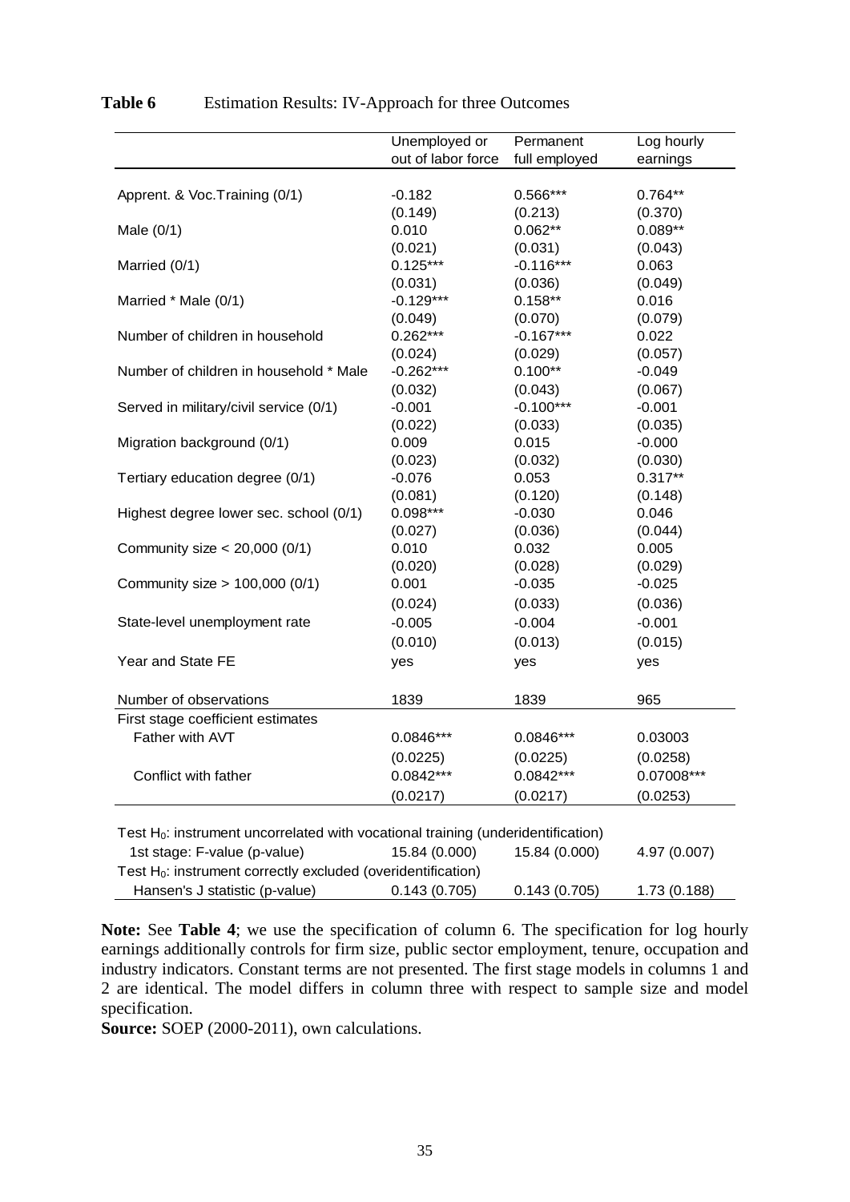**Table 6** Estimation Results: IV-Approach for three Outcomes

| | Unemployed or out of labor force | Permanent full employed | Log hourly earnings |
|---|---|---|---|
| Apprent. & Voc.Training (0/1) | -0.182 | 0.566*** | 0.764** |
| | (0.149) | (0.213) | (0.370) |
| Male (0/1) | 0.010 | 0.062** | 0.089** |
| | (0.021) | (0.031) | (0.043) |
| Married (0/1) | 0.125*** | -0.116*** | 0.063 |
| | (0.031) | (0.036) | (0.049) |
| Married * Male (0/1) | -0.129*** | 0.158** | 0.016 |
| | (0.049) | (0.070) | (0.079) |
| Number of children in household | 0.262*** | -0.167*** | 0.022 |
| | (0.024) | (0.029) | (0.057) |
| Number of children in household * Male | -0.262*** | 0.100** | -0.049 |
| | (0.032) | (0.043) | (0.067) |
| Served in military/civil service (0/1) | -0.001 | -0.100*** | -0.001 |
| | (0.022) | (0.033) | (0.035) |
| Migration background (0/1) | 0.009 | 0.015 | -0.000 |
| | (0.023) | (0.032) | (0.030) |
| Tertiary education degree (0/1) | -0.076 | 0.053 | 0.317** |
| | (0.081) | (0.120) | (0.148) |
| Highest degree lower sec. school (0/1) | 0.098*** | -0.030 | 0.046 |
| | (0.027) | (0.036) | (0.044) |
| Community size < 20,000 (0/1) | 0.010 | 0.032 | 0.005 |
| | (0.020) | (0.028) | (0.029) |
| Community size > 100,000 (0/1) | 0.001 | -0.035 | -0.025 |
| | (0.024) | (0.033) | (0.036) |
| State-level unemployment rate | -0.005 | -0.004 | -0.001 |
| | (0.010) | (0.013) | (0.015) |
| Year and State FE | yes | yes | yes |
| Number of observations | 1839 | 1839 | 965 |
| First stage coefficient estimates | | | |
| Father with AVT | 0.0846*** | 0.0846*** | 0.03003 |
| | (0.0225) | (0.0225) | (0.0258) |
| Conflict with father | 0.0842*** | 0.0842*** | 0.07008*** |
| | (0.0217) | (0.0217) | (0.0253) |
| Test $H_0$: instrument uncorrelated with vocational training (underidentification) | | | |
| 1st stage: F-value (p-value) | 15.84 (0.000) | 15.84 (0.000) | 4.97 (0.007) |
| Test $H_0$: instrument correctly excluded (overidentification) | | | |
| Hansen's J statistic (p-value) | 0.143 (0.705) | 0.143 (0.705) | 1.73 (0.188) |

**Note:** See **Table 4**; we use the specification of column 6. The specification for log hourly earnings additionally controls for firm size, public sector employment, tenure, occupation and industry indicators. Constant terms are not presented. The first stage models in columns 1 and 2 are identical. The model differs in column three with respect to sample size and model specification.

**Source:** SOEP (2000-2011), own calculations.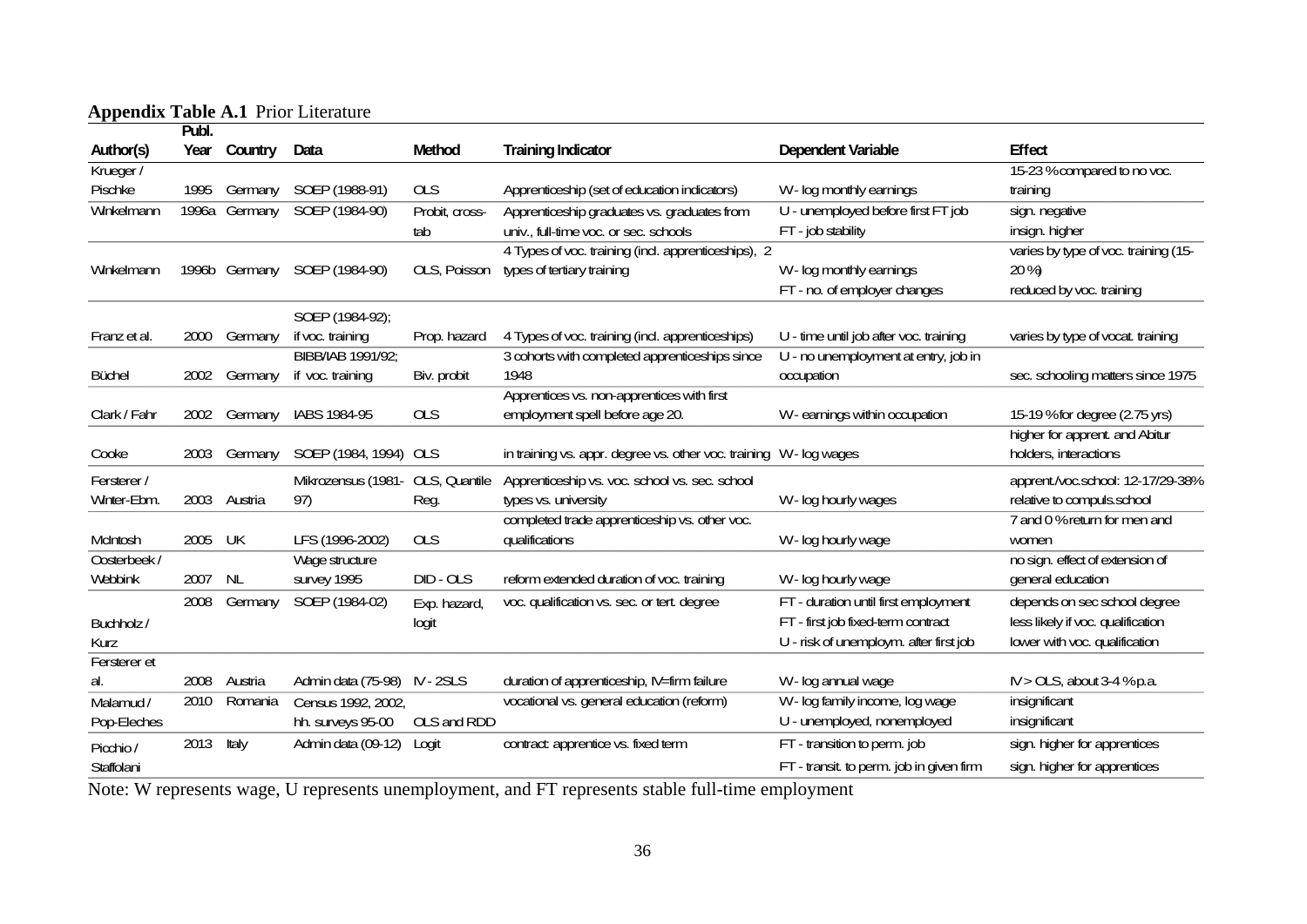**Appendix Table A.1** Prior Literature

| Author(s) | Publ. Year | Country | Data | Method | Training Indicator | Dependent Variable | Effect |
|---|---|---|---|---|---|---|---|
| Krueger / Pischke | 1995 | Germany | SOEP (1988-91) | OLS | Apprenticeship (set of education indicators) | W - log monthly earnings | 15-23 % compared to no voc. training |
| Winkelmann | 1996a | Germany | SOEP (1984-90) | Probit, cross-tab | Apprenticeship graduates vs. graduates from univ., full-time voc. or sec. schools | U - unemployed before first FT job<br>FT - job stability | sign. negative<br>insign. higher |
| Winkelmann | 1996b | Germany | SOEP (1984-90) | OLS, Poisson | 4 Types of voc. training (incl. apprenticeships), 2 types of tertiary training | W - log monthly earnings<br>FT - no. of employer changes | varies by type of voc. training (15-20 %)<br>reduced by voc. training |
| Franz et al. | 2000 | Germany | SOEP (1984-92); if voc. training | Prop. hazard | 4 Types of voc. training (incl. apprenticeships) | U - time until job after voc. training | varies by type of vocat. training |
| Büchel | 2002 | Germany | BIBB/IAB 1991/92; if voc. training | Biv. probit | 3 cohorts with completed apprenticeships since 1948 | U - no unemployment at entry, job in occupation | sec. schooling matters since 1975 |
| Clark / Fahr | 2002 | Germany | IABS 1984-95 | OLS | Apprentices vs. non-apprentices with first employment spell before age 20. | W - earnings within occupation | 15-19 % for degree (2.75 yrs) |
| Cooke | 2003 | Germany | SOEP (1984, 1994) | OLS | in training vs. appr. degree vs. other voc. training | W - log wages | higher for apprent. and Abitur holders, interactions |
| Fersterer / Winter-Ebm. | 2003 | Austria | Mikrozensus (1981-97) | OLS, Quantile Reg. | Apprenticeship vs. voc. school vs. sec. school types vs. university | W - log hourly wages | apprent./voc.school: 12-17/29-38% relative to compuls.school |
| McIntosh | 2005 | UK | LFS (1996-2002) | OLS | completed trade apprenticeship vs. other voc. qualifications | W - log hourly wage | 7 and 0 % return for men and women |
| Oosterbeek / Webbink | 2007 | NL | Wage structure survey 1995 | DID - OLS | reform extended duration of voc. training | W - log hourly wage | no sign. effect of extension of general education |
| Buchholz / Kurz | 2008 | Germany | SOEP (1984-02) | Exp. hazard, logit | voc. qualification vs. sec. or tert. degree | FT - duration until first employment<br>FT - first job fixed-term contract<br>U - risk of unemploym. after first job | depends on sec school degree<br>less likely if voc. qualification<br>lower with voc. qualification |
| Fersterer et al. | 2008 | Austria | Admin data (75-98) | IV - 2SLS | duration of apprenticeship, IV=firm failure | W - log annual wage | IV > OLS, about 3-4 % p.a. |
| Malamud / Pop-Eleches | 2010 | Romania | Census 1992, 2002, hh. surveys 95-00 | OLS and RDD | vocational vs. general education (reform) | W - log family income, log wage<br>U - unemployed, nonemployed | insignificant<br>insignificant |
| Picchio / Staffolani | 2013 | Italy | Admin data (09-12) | Logit | contract: apprentice vs. fixed term | FT - transition to perm. job<br>FT - transit. to perm. job in given firm | sign. higher for apprentices<br>sign. higher for apprentices |

Note: W represents wage, U represents unemployment, and FT represents stable full-time employment